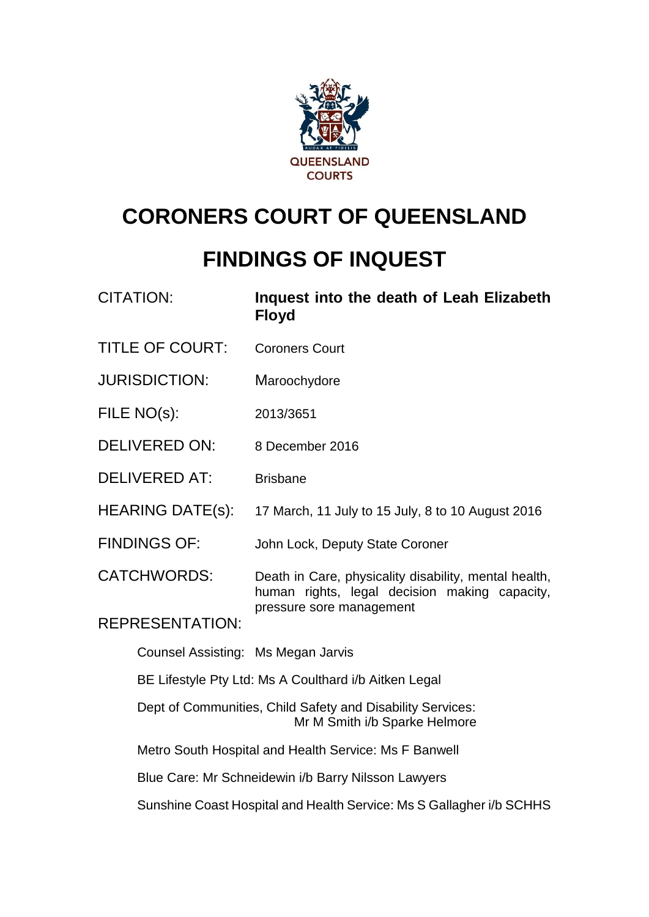QUEENSLAND COURTS

# CORONERS COURT OF QUEENSLAND

# FINDINGS OF INQUEST

| | |
|---|---|
| CITATION: | **Inquest into the death of Leah Elizabeth Floyd** |
| TITLE OF COURT: | Coroners Court |
| JURISDICTION: | Maroochydore |
| FILE NO(s): | 2013/3651 |
| DELIVERED ON: | 8 December 2016 |
| DELIVERED AT: | Brisbane |
| HEARING DATE(s): | 17 March, 11 July to 15 July, 8 to 10 August 2016 |
| FINDINGS OF: | John Lock, Deputy State Coroner |
| CATCHWORDS: | Death in Care, physicality disability, mental health, human rights, legal decision making capacity, pressure sore management |

REPRESENTATION:

Counsel Assisting: Ms Megan Jarvis

BE Lifestyle Pty Ltd: Ms A Coulthard i/b Aitken Legal

Dept of Communities, Child Safety and Disability Services: Mr M Smith i/b Sparke Helmore

Metro South Hospital and Health Service: Ms F Banwell

Blue Care: Mr Schneidewin i/b Barry Nilsson Lawyers

Sunshine Coast Hospital and Health Service: Ms S Gallagher i/b SCHHS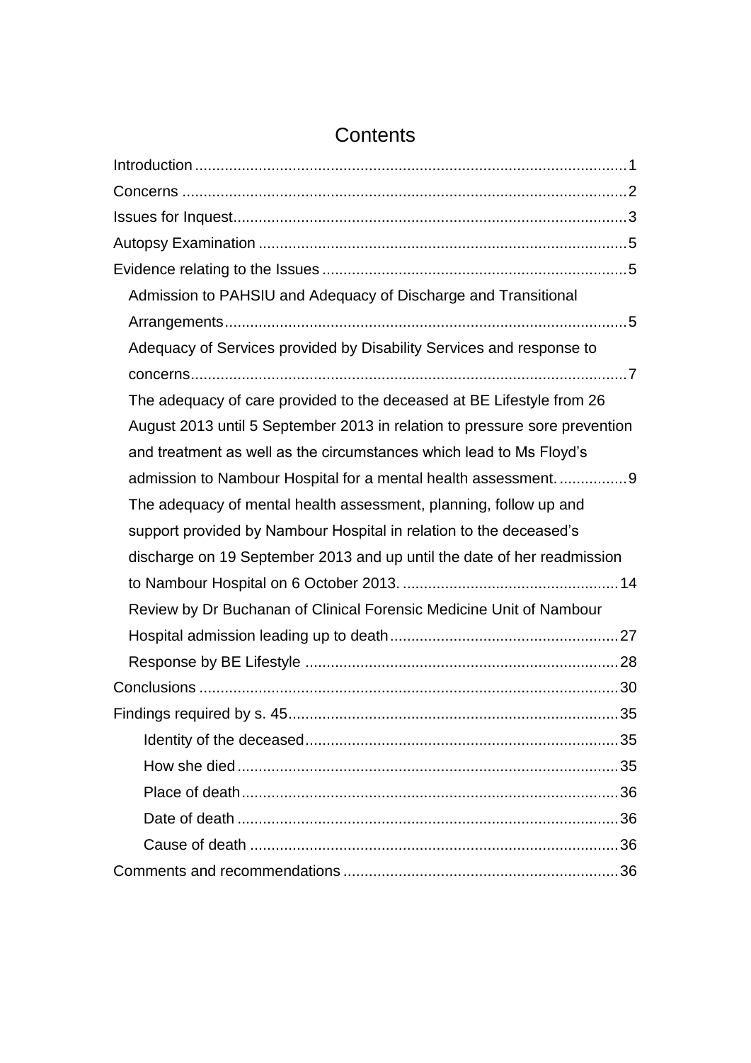# Contents

- Introduction ..... 1
- Concerns ..... 2
- Issues for Inquest ..... 3
- Autopsy Examination ..... 5
- Evidence relating to the Issues ..... 5
  - Admission to PAHSIU and Adequacy of Discharge and Transitional Arrangements ..... 5
  - Adequacy of Services provided by Disability Services and response to concerns ..... 7
  - The adequacy of care provided to the deceased at BE Lifestyle from 26 August 2013 until 5 September 2013 in relation to pressure sore prevention and treatment as well as the circumstances which lead to Ms Floyd's admission to Nambour Hospital for a mental health assessment. ..... 9
  - The adequacy of mental health assessment, planning, follow up and support provided by Nambour Hospital in relation to the deceased's discharge on 19 September 2013 and up until the date of her readmission to Nambour Hospital on 6 October 2013. ..... 14
  - Review by Dr Buchanan of Clinical Forensic Medicine Unit of Nambour Hospital admission leading up to death ..... 27
  - Response by BE Lifestyle ..... 28
- Conclusions ..... 30
- Findings required by s. 45 ..... 35
  - Identity of the deceased ..... 35
  - How she died ..... 35
  - Place of death ..... 36
  - Date of death ..... 36
  - Cause of death ..... 36
- Comments and recommendations ..... 36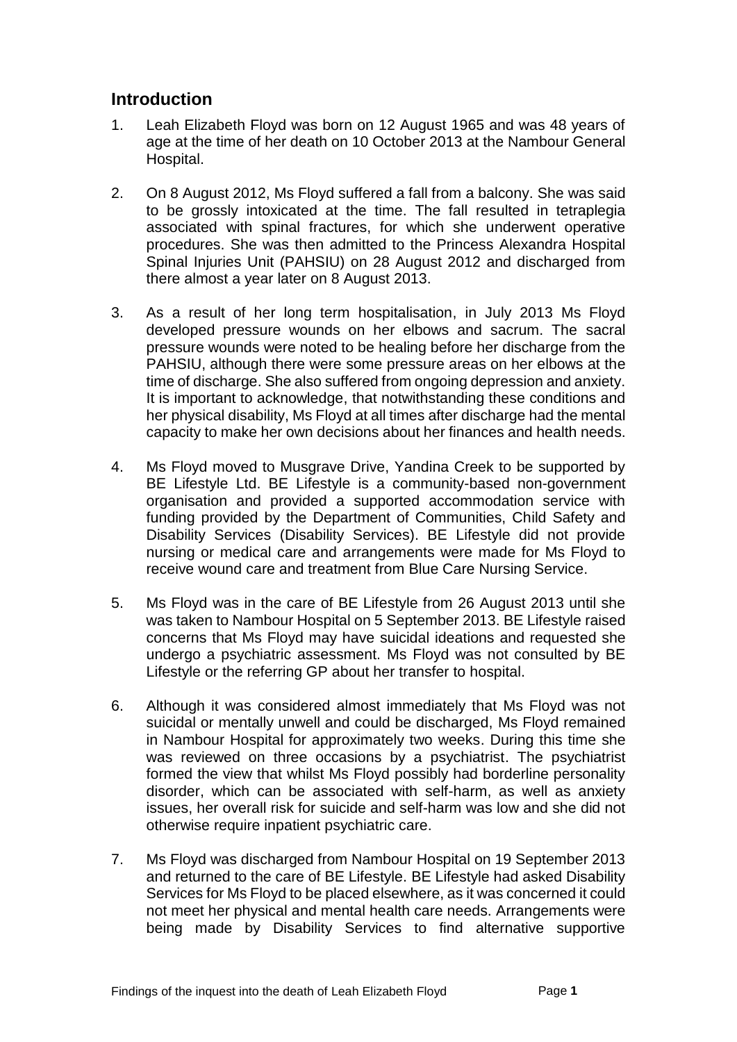## Introduction

1. Leah Elizabeth Floyd was born on 12 August 1965 and was 48 years of age at the time of her death on 10 October 2013 at the Nambour General Hospital.

2. On 8 August 2012, Ms Floyd suffered a fall from a balcony. She was said to be grossly intoxicated at the time. The fall resulted in tetraplegia associated with spinal fractures, for which she underwent operative procedures. She was then admitted to the Princess Alexandra Hospital Spinal Injuries Unit (PAHSIU) on 28 August 2012 and discharged from there almost a year later on 8 August 2013.

3. As a result of her long term hospitalisation, in July 2013 Ms Floyd developed pressure wounds on her elbows and sacrum. The sacral pressure wounds were noted to be healing before her discharge from the PAHSIU, although there were some pressure areas on her elbows at the time of discharge. She also suffered from ongoing depression and anxiety. It is important to acknowledge, that notwithstanding these conditions and her physical disability, Ms Floyd at all times after discharge had the mental capacity to make her own decisions about her finances and health needs.

4. Ms Floyd moved to Musgrave Drive, Yandina Creek to be supported by BE Lifestyle Ltd. BE Lifestyle is a community-based non-government organisation and provided a supported accommodation service with funding provided by the Department of Communities, Child Safety and Disability Services (Disability Services). BE Lifestyle did not provide nursing or medical care and arrangements were made for Ms Floyd to receive wound care and treatment from Blue Care Nursing Service.

5. Ms Floyd was in the care of BE Lifestyle from 26 August 2013 until she was taken to Nambour Hospital on 5 September 2013. BE Lifestyle raised concerns that Ms Floyd may have suicidal ideations and requested she undergo a psychiatric assessment. Ms Floyd was not consulted by BE Lifestyle or the referring GP about her transfer to hospital.

6. Although it was considered almost immediately that Ms Floyd was not suicidal or mentally unwell and could be discharged, Ms Floyd remained in Nambour Hospital for approximately two weeks. During this time she was reviewed on three occasions by a psychiatrist. The psychiatrist formed the view that whilst Ms Floyd possibly had borderline personality disorder, which can be associated with self-harm, as well as anxiety issues, her overall risk for suicide and self-harm was low and she did not otherwise require inpatient psychiatric care.

7. Ms Floyd was discharged from Nambour Hospital on 19 September 2013 and returned to the care of BE Lifestyle. BE Lifestyle had asked Disability Services for Ms Floyd to be placed elsewhere, as it was concerned it could not meet her physical and mental health care needs. Arrangements were being made by Disability Services to find alternative supportive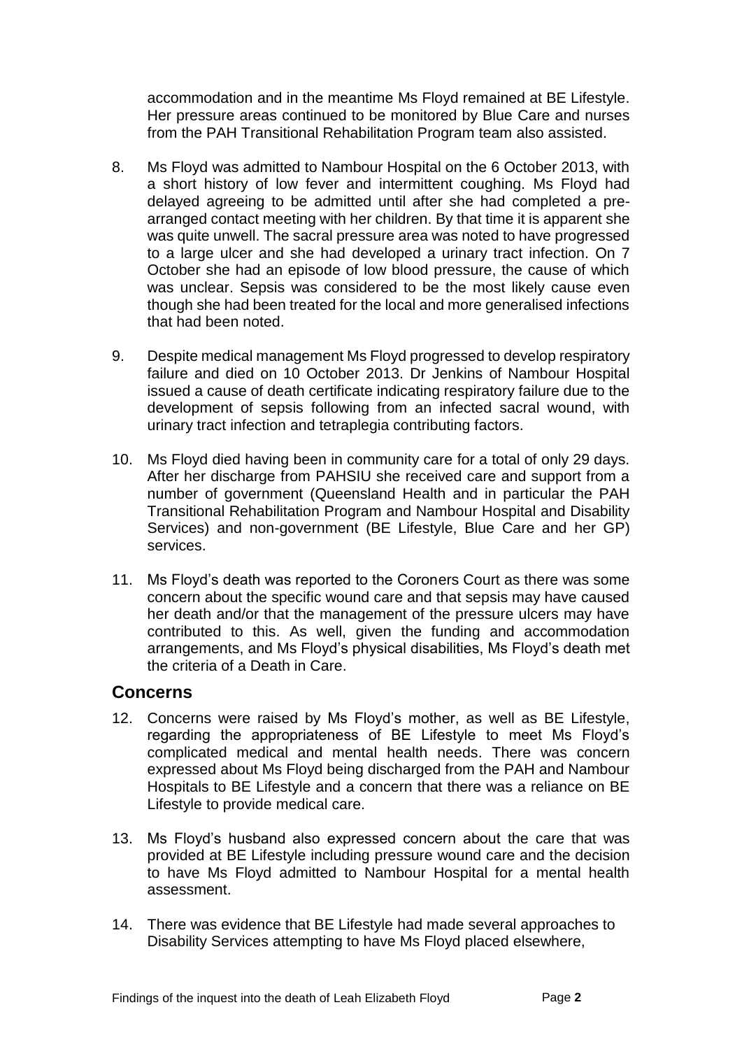accommodation and in the meantime Ms Floyd remained at BE Lifestyle. Her pressure areas continued to be monitored by Blue Care and nurses from the PAH Transitional Rehabilitation Program team also assisted.

8. Ms Floyd was admitted to Nambour Hospital on the 6 October 2013, with a short history of low fever and intermittent coughing. Ms Floyd had delayed agreeing to be admitted until after she had completed a pre-arranged contact meeting with her children. By that time it is apparent she was quite unwell. The sacral pressure area was noted to have progressed to a large ulcer and she had developed a urinary tract infection. On 7 October she had an episode of low blood pressure, the cause of which was unclear. Sepsis was considered to be the most likely cause even though she had been treated for the local and more generalised infections that had been noted.

9. Despite medical management Ms Floyd progressed to develop respiratory failure and died on 10 October 2013. Dr Jenkins of Nambour Hospital issued a cause of death certificate indicating respiratory failure due to the development of sepsis following from an infected sacral wound, with urinary tract infection and tetraplegia contributing factors.

10. Ms Floyd died having been in community care for a total of only 29 days. After her discharge from PAHSIU she received care and support from a number of government (Queensland Health and in particular the PAH Transitional Rehabilitation Program and Nambour Hospital and Disability Services) and non-government (BE Lifestyle, Blue Care and her GP) services.

11. Ms Floyd's death was reported to the Coroners Court as there was some concern about the specific wound care and that sepsis may have caused her death and/or that the management of the pressure ulcers may have contributed to this. As well, given the funding and accommodation arrangements, and Ms Floyd's physical disabilities, Ms Floyd's death met the criteria of a Death in Care.

## Concerns

12. Concerns were raised by Ms Floyd's mother, as well as BE Lifestyle, regarding the appropriateness of BE Lifestyle to meet Ms Floyd's complicated medical and mental health needs. There was concern expressed about Ms Floyd being discharged from the PAH and Nambour Hospitals to BE Lifestyle and a concern that there was a reliance on BE Lifestyle to provide medical care.

13. Ms Floyd's husband also expressed concern about the care that was provided at BE Lifestyle including pressure wound care and the decision to have Ms Floyd admitted to Nambour Hospital for a mental health assessment.

14. There was evidence that BE Lifestyle had made several approaches to Disability Services attempting to have Ms Floyd placed elsewhere,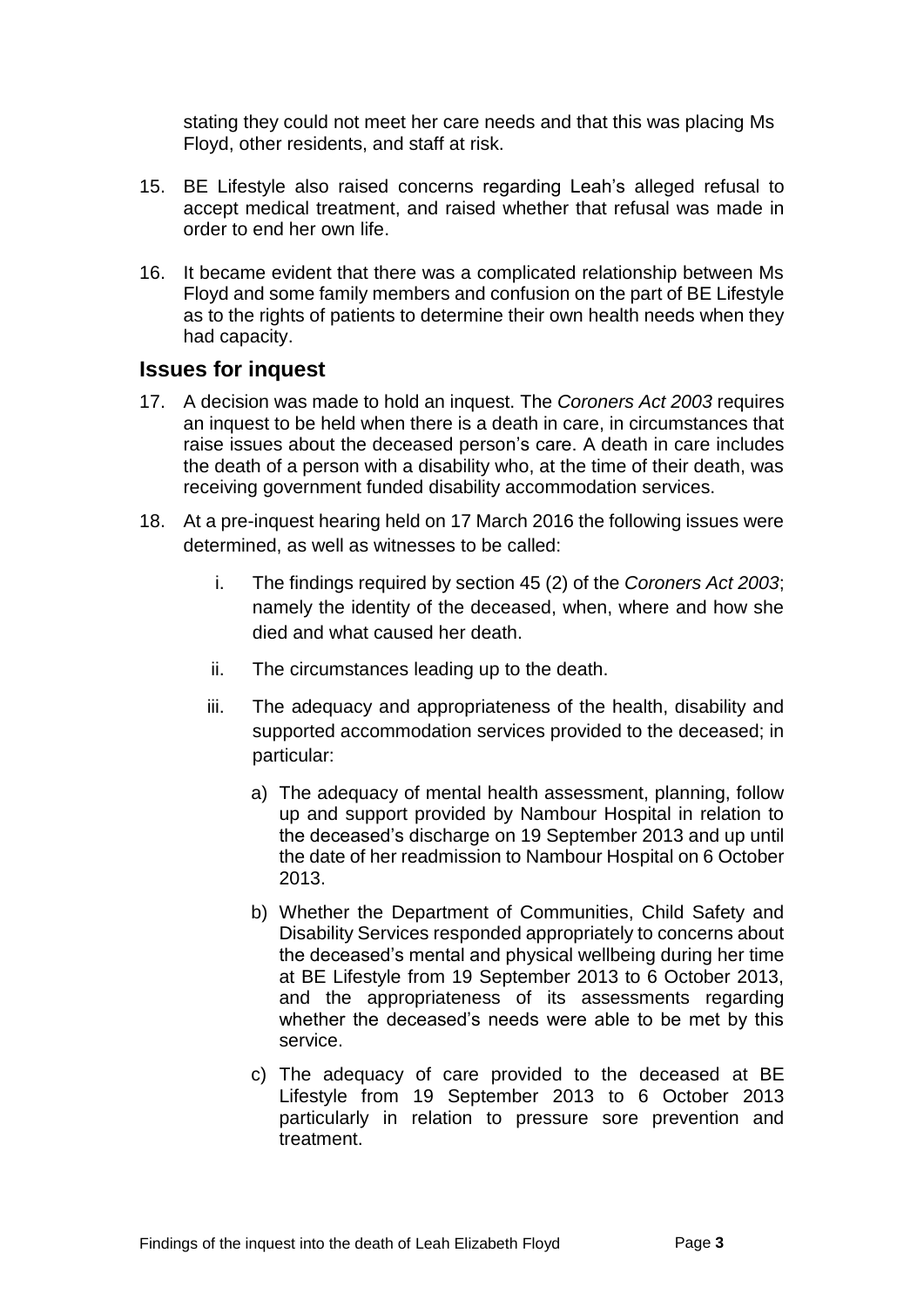stating they could not meet her care needs and that this was placing Ms Floyd, other residents, and staff at risk.

15. BE Lifestyle also raised concerns regarding Leah's alleged refusal to accept medical treatment, and raised whether that refusal was made in order to end her own life.

16. It became evident that there was a complicated relationship between Ms Floyd and some family members and confusion on the part of BE Lifestyle as to the rights of patients to determine their own health needs when they had capacity.

## Issues for inquest

17. A decision was made to hold an inquest. The *Coroners Act 2003* requires an inquest to be held when there is a death in care, in circumstances that raise issues about the deceased person's care. A death in care includes the death of a person with a disability who, at the time of their death, was receiving government funded disability accommodation services.

18. At a pre-inquest hearing held on 17 March 2016 the following issues were determined, as well as witnesses to be called:

    i. The findings required by section 45 (2) of the *Coroners Act 2003*; namely the identity of the deceased, when, where and how she died and what caused her death.

    ii. The circumstances leading up to the death.

    iii. The adequacy and appropriateness of the health, disability and supported accommodation services provided to the deceased; in particular:

        a) The adequacy of mental health assessment, planning, follow up and support provided by Nambour Hospital in relation to the deceased's discharge on 19 September 2013 and up until the date of her readmission to Nambour Hospital on 6 October 2013.

        b) Whether the Department of Communities, Child Safety and Disability Services responded appropriately to concerns about the deceased's mental and physical wellbeing during her time at BE Lifestyle from 19 September 2013 to 6 October 2013, and the appropriateness of its assessments regarding whether the deceased's needs were able to be met by this service.

        c) The adequacy of care provided to the deceased at BE Lifestyle from 19 September 2013 to 6 October 2013 particularly in relation to pressure sore prevention and treatment.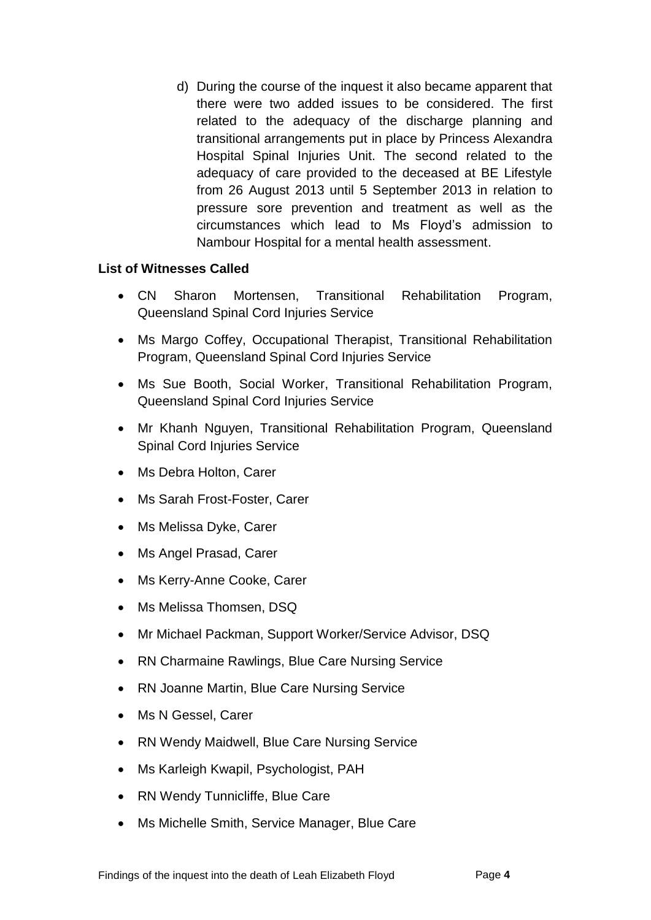d) During the course of the inquest it also became apparent that there were two added issues to be considered. The first related to the adequacy of the discharge planning and transitional arrangements put in place by Princess Alexandra Hospital Spinal Injuries Unit. The second related to the adequacy of care provided to the deceased at BE Lifestyle from 26 August 2013 until 5 September 2013 in relation to pressure sore prevention and treatment as well as the circumstances which lead to Ms Floyd's admission to Nambour Hospital for a mental health assessment.

**List of Witnesses Called**

- CN Sharon Mortensen, Transitional Rehabilitation Program, Queensland Spinal Cord Injuries Service
- Ms Margo Coffey, Occupational Therapist, Transitional Rehabilitation Program, Queensland Spinal Cord Injuries Service
- Ms Sue Booth, Social Worker, Transitional Rehabilitation Program, Queensland Spinal Cord Injuries Service
- Mr Khanh Nguyen, Transitional Rehabilitation Program, Queensland Spinal Cord Injuries Service
- Ms Debra Holton, Carer
- Ms Sarah Frost-Foster, Carer
- Ms Melissa Dyke, Carer
- Ms Angel Prasad, Carer
- Ms Kerry-Anne Cooke, Carer
- Ms Melissa Thomsen, DSQ
- Mr Michael Packman, Support Worker/Service Advisor, DSQ
- RN Charmaine Rawlings, Blue Care Nursing Service
- RN Joanne Martin, Blue Care Nursing Service
- Ms N Gessel, Carer
- RN Wendy Maidwell, Blue Care Nursing Service
- Ms Karleigh Kwapil, Psychologist, PAH
- RN Wendy Tunnicliffe, Blue Care
- Ms Michelle Smith, Service Manager, Blue Care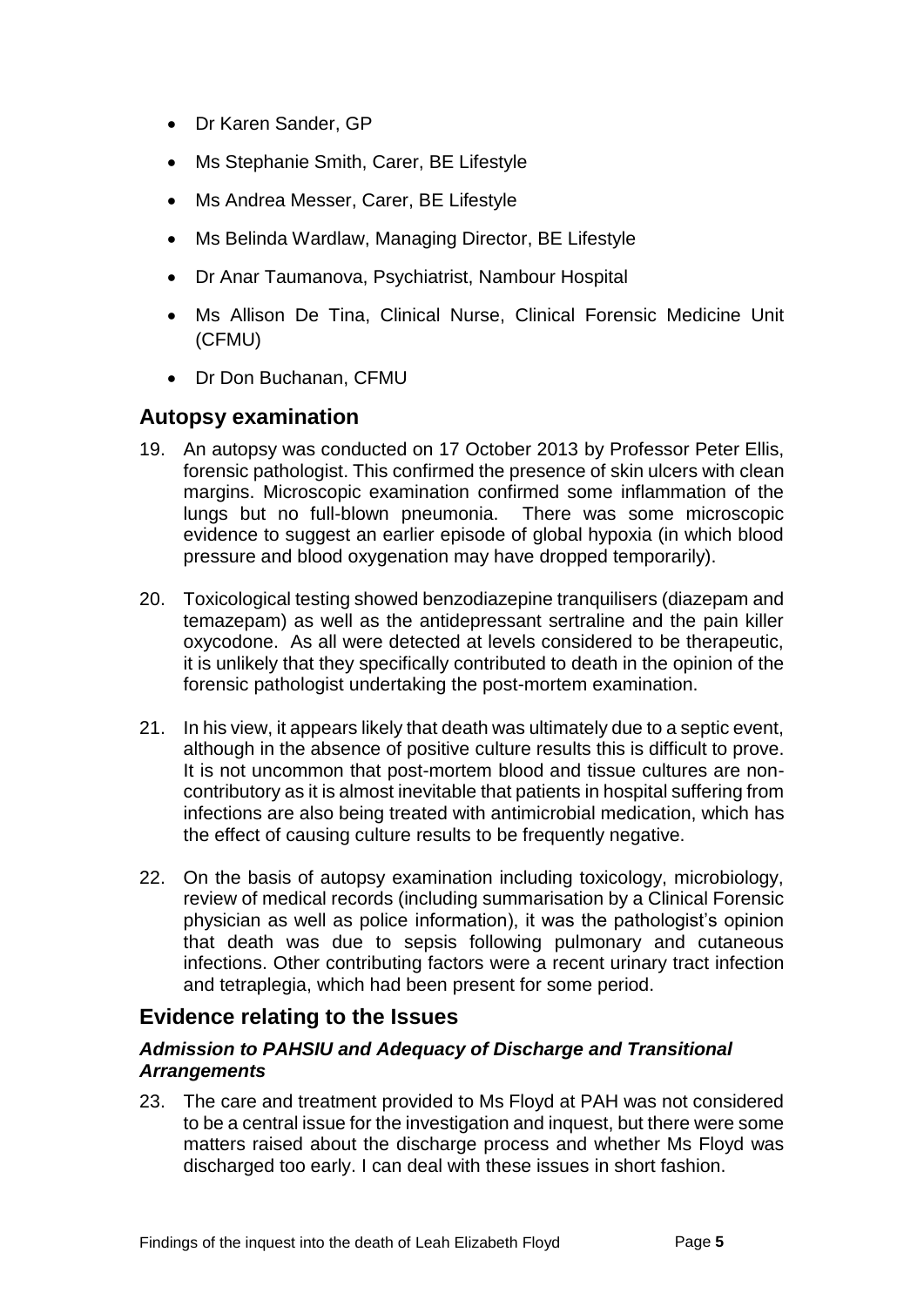- Dr Karen Sander, GP
- Ms Stephanie Smith, Carer, BE Lifestyle
- Ms Andrea Messer, Carer, BE Lifestyle
- Ms Belinda Wardlaw, Managing Director, BE Lifestyle
- Dr Anar Taumanova, Psychiatrist, Nambour Hospital
- Ms Allison De Tina, Clinical Nurse, Clinical Forensic Medicine Unit (CFMU)
- Dr Don Buchanan, CFMU

## Autopsy examination

19. An autopsy was conducted on 17 October 2013 by Professor Peter Ellis, forensic pathologist. This confirmed the presence of skin ulcers with clean margins. Microscopic examination confirmed some inflammation of the lungs but no full-blown pneumonia. There was some microscopic evidence to suggest an earlier episode of global hypoxia (in which blood pressure and blood oxygenation may have dropped temporarily).

20. Toxicological testing showed benzodiazepine tranquilisers (diazepam and temazepam) as well as the antidepressant sertraline and the pain killer oxycodone. As all were detected at levels considered to be therapeutic, it is unlikely that they specifically contributed to death in the opinion of the forensic pathologist undertaking the post-mortem examination.

21. In his view, it appears likely that death was ultimately due to a septic event, although in the absence of positive culture results this is difficult to prove. It is not uncommon that post-mortem blood and tissue cultures are non-contributory as it is almost inevitable that patients in hospital suffering from infections are also being treated with antimicrobial medication, which has the effect of causing culture results to be frequently negative.

22. On the basis of autopsy examination including toxicology, microbiology, review of medical records (including summarisation by a Clinical Forensic physician as well as police information), it was the pathologist's opinion that death was due to sepsis following pulmonary and cutaneous infections. Other contributing factors were a recent urinary tract infection and tetraplegia, which had been present for some period.

## Evidence relating to the Issues

### *Admission to PAHSIU and Adequacy of Discharge and Transitional Arrangements*

23. The care and treatment provided to Ms Floyd at PAH was not considered to be a central issue for the investigation and inquest, but there were some matters raised about the discharge process and whether Ms Floyd was discharged too early. I can deal with these issues in short fashion.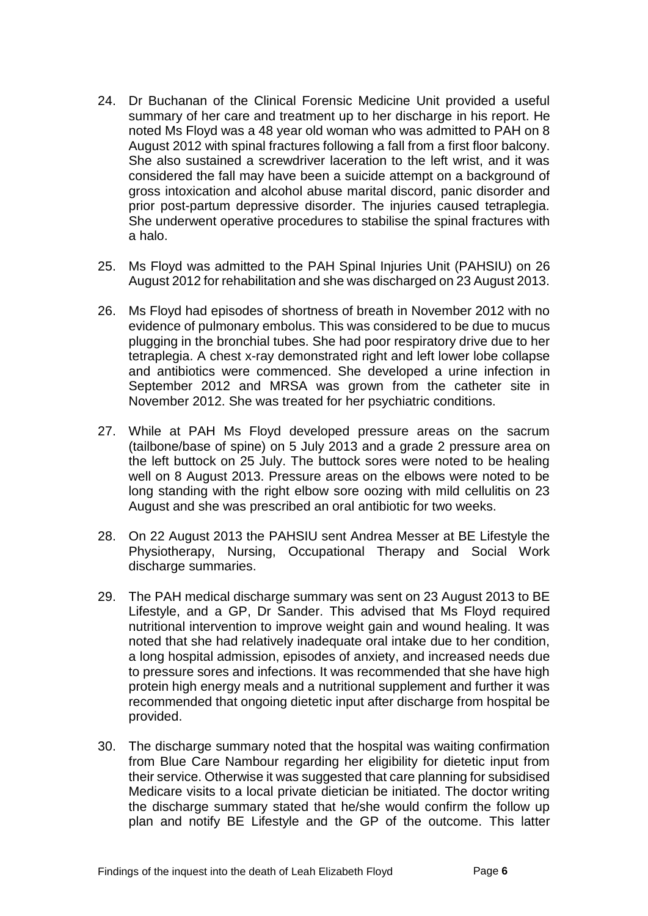24. Dr Buchanan of the Clinical Forensic Medicine Unit provided a useful summary of her care and treatment up to her discharge in his report. He noted Ms Floyd was a 48 year old woman who was admitted to PAH on 8 August 2012 with spinal fractures following a fall from a first floor balcony. She also sustained a screwdriver laceration to the left wrist, and it was considered the fall may have been a suicide attempt on a background of gross intoxication and alcohol abuse marital discord, panic disorder and prior post-partum depressive disorder. The injuries caused tetraplegia. She underwent operative procedures to stabilise the spinal fractures with a halo.

25. Ms Floyd was admitted to the PAH Spinal Injuries Unit (PAHSIU) on 26 August 2012 for rehabilitation and she was discharged on 23 August 2013.

26. Ms Floyd had episodes of shortness of breath in November 2012 with no evidence of pulmonary embolus. This was considered to be due to mucus plugging in the bronchial tubes. She had poor respiratory drive due to her tetraplegia. A chest x-ray demonstrated right and left lower lobe collapse and antibiotics were commenced. She developed a urine infection in September 2012 and MRSA was grown from the catheter site in November 2012. She was treated for her psychiatric conditions.

27. While at PAH Ms Floyd developed pressure areas on the sacrum (tailbone/base of spine) on 5 July 2013 and a grade 2 pressure area on the left buttock on 25 July. The buttock sores were noted to be healing well on 8 August 2013. Pressure areas on the elbows were noted to be long standing with the right elbow sore oozing with mild cellulitis on 23 August and she was prescribed an oral antibiotic for two weeks.

28. On 22 August 2013 the PAHSIU sent Andrea Messer at BE Lifestyle the Physiotherapy, Nursing, Occupational Therapy and Social Work discharge summaries.

29. The PAH medical discharge summary was sent on 23 August 2013 to BE Lifestyle, and a GP, Dr Sander. This advised that Ms Floyd required nutritional intervention to improve weight gain and wound healing. It was noted that she had relatively inadequate oral intake due to her condition, a long hospital admission, episodes of anxiety, and increased needs due to pressure sores and infections. It was recommended that she have high protein high energy meals and a nutritional supplement and further it was recommended that ongoing dietetic input after discharge from hospital be provided.

30. The discharge summary noted that the hospital was waiting confirmation from Blue Care Nambour regarding her eligibility for dietetic input from their service. Otherwise it was suggested that care planning for subsidised Medicare visits to a local private dietician be initiated. The doctor writing the discharge summary stated that he/she would confirm the follow up plan and notify BE Lifestyle and the GP of the outcome. This latter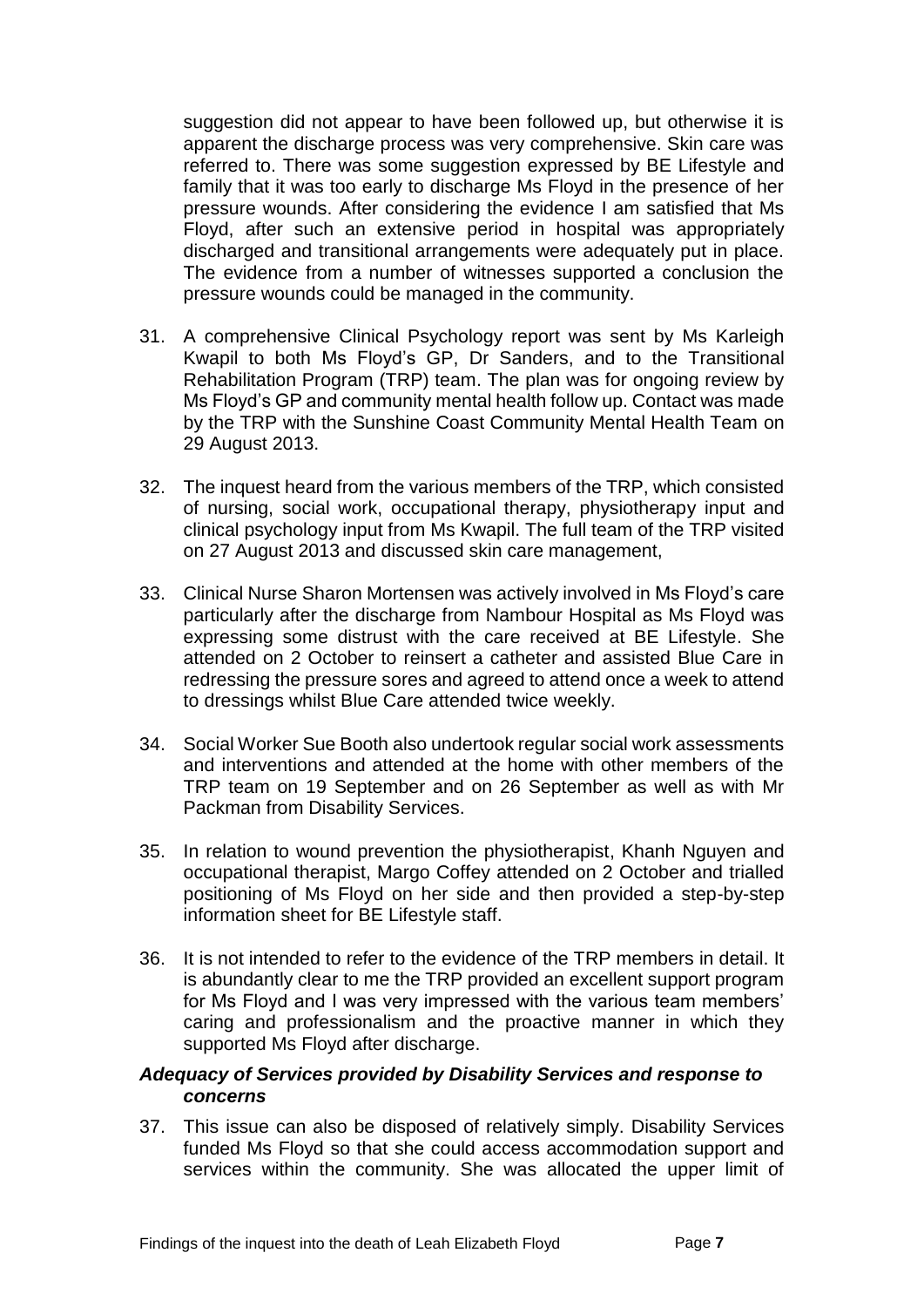suggestion did not appear to have been followed up, but otherwise it is apparent the discharge process was very comprehensive. Skin care was referred to. There was some suggestion expressed by BE Lifestyle and family that it was too early to discharge Ms Floyd in the presence of her pressure wounds. After considering the evidence I am satisfied that Ms Floyd, after such an extensive period in hospital was appropriately discharged and transitional arrangements were adequately put in place. The evidence from a number of witnesses supported a conclusion the pressure wounds could be managed in the community.

31. A comprehensive Clinical Psychology report was sent by Ms Karleigh Kwapil to both Ms Floyd's GP, Dr Sanders, and to the Transitional Rehabilitation Program (TRP) team. The plan was for ongoing review by Ms Floyd's GP and community mental health follow up. Contact was made by the TRP with the Sunshine Coast Community Mental Health Team on 29 August 2013.

32. The inquest heard from the various members of the TRP, which consisted of nursing, social work, occupational therapy, physiotherapy input and clinical psychology input from Ms Kwapil. The full team of the TRP visited on 27 August 2013 and discussed skin care management,

33. Clinical Nurse Sharon Mortensen was actively involved in Ms Floyd's care particularly after the discharge from Nambour Hospital as Ms Floyd was expressing some distrust with the care received at BE Lifestyle. She attended on 2 October to reinsert a catheter and assisted Blue Care in redressing the pressure sores and agreed to attend once a week to attend to dressings whilst Blue Care attended twice weekly.

34. Social Worker Sue Booth also undertook regular social work assessments and interventions and attended at the home with other members of the TRP team on 19 September and on 26 September as well as with Mr Packman from Disability Services.

35. In relation to wound prevention the physiotherapist, Khanh Nguyen and occupational therapist, Margo Coffey attended on 2 October and trialled positioning of Ms Floyd on her side and then provided a step-by-step information sheet for BE Lifestyle staff.

36. It is not intended to refer to the evidence of the TRP members in detail. It is abundantly clear to me the TRP provided an excellent support program for Ms Floyd and I was very impressed with the various team members' caring and professionalism and the proactive manner in which they supported Ms Floyd after discharge.

### *Adequacy of Services provided by Disability Services and response to concerns*

37. This issue can also be disposed of relatively simply. Disability Services funded Ms Floyd so that she could access accommodation support and services within the community. She was allocated the upper limit of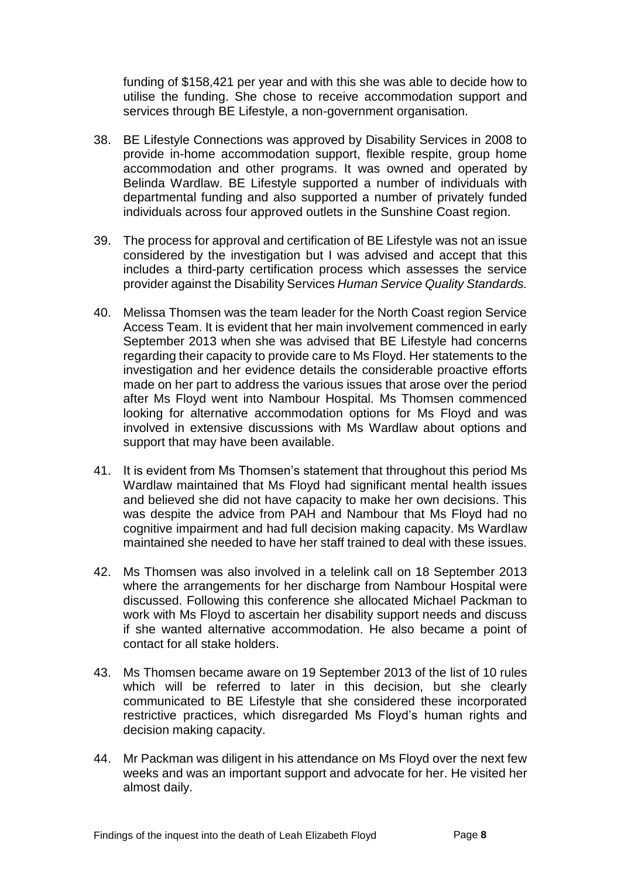funding of $158,421 per year and with this she was able to decide how to utilise the funding. She chose to receive accommodation support and services through BE Lifestyle, a non-government organisation.

38. BE Lifestyle Connections was approved by Disability Services in 2008 to provide in-home accommodation support, flexible respite, group home accommodation and other programs. It was owned and operated by Belinda Wardlaw. BE Lifestyle supported a number of individuals with departmental funding and also supported a number of privately funded individuals across four approved outlets in the Sunshine Coast region.

39. The process for approval and certification of BE Lifestyle was not an issue considered by the investigation but I was advised and accept that this includes a third-party certification process which assesses the service provider against the Disability Services *Human Service Quality Standards.*

40. Melissa Thomsen was the team leader for the North Coast region Service Access Team. It is evident that her main involvement commenced in early September 2013 when she was advised that BE Lifestyle had concerns regarding their capacity to provide care to Ms Floyd. Her statements to the investigation and her evidence details the considerable proactive efforts made on her part to address the various issues that arose over the period after Ms Floyd went into Nambour Hospital. Ms Thomsen commenced looking for alternative accommodation options for Ms Floyd and was involved in extensive discussions with Ms Wardlaw about options and support that may have been available.

41. It is evident from Ms Thomsen's statement that throughout this period Ms Wardlaw maintained that Ms Floyd had significant mental health issues and believed she did not have capacity to make her own decisions. This was despite the advice from PAH and Nambour that Ms Floyd had no cognitive impairment and had full decision making capacity. Ms Wardlaw maintained she needed to have her staff trained to deal with these issues.

42. Ms Thomsen was also involved in a telelink call on 18 September 2013 where the arrangements for her discharge from Nambour Hospital were discussed. Following this conference she allocated Michael Packman to work with Ms Floyd to ascertain her disability support needs and discuss if she wanted alternative accommodation. He also became a point of contact for all stake holders.

43. Ms Thomsen became aware on 19 September 2013 of the list of 10 rules which will be referred to later in this decision, but she clearly communicated to BE Lifestyle that she considered these incorporated restrictive practices, which disregarded Ms Floyd's human rights and decision making capacity.

44. Mr Packman was diligent in his attendance on Ms Floyd over the next few weeks and was an important support and advocate for her. He visited her almost daily.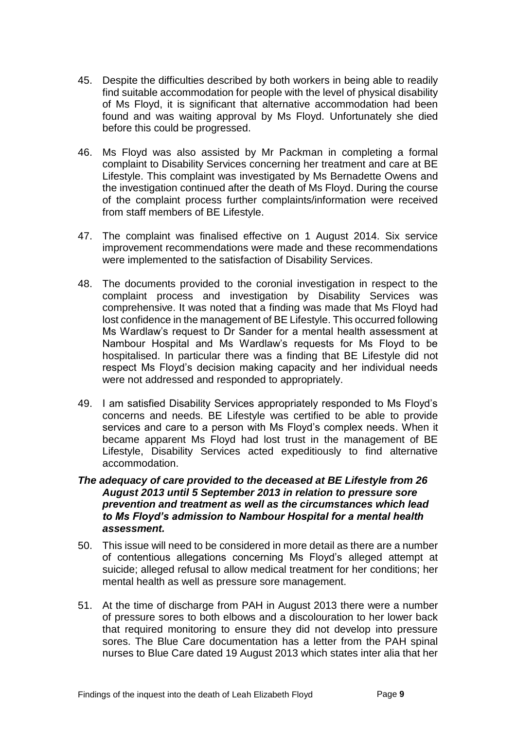45. Despite the difficulties described by both workers in being able to readily find suitable accommodation for people with the level of physical disability of Ms Floyd, it is significant that alternative accommodation had been found and was waiting approval by Ms Floyd. Unfortunately she died before this could be progressed.

46. Ms Floyd was also assisted by Mr Packman in completing a formal complaint to Disability Services concerning her treatment and care at BE Lifestyle. This complaint was investigated by Ms Bernadette Owens and the investigation continued after the death of Ms Floyd. During the course of the complaint process further complaints/information were received from staff members of BE Lifestyle.

47. The complaint was finalised effective on 1 August 2014. Six service improvement recommendations were made and these recommendations were implemented to the satisfaction of Disability Services.

48. The documents provided to the coronial investigation in respect to the complaint process and investigation by Disability Services was comprehensive. It was noted that a finding was made that Ms Floyd had lost confidence in the management of BE Lifestyle. This occurred following Ms Wardlaw's request to Dr Sander for a mental health assessment at Nambour Hospital and Ms Wardlaw's requests for Ms Floyd to be hospitalised. In particular there was a finding that BE Lifestyle did not respect Ms Floyd's decision making capacity and her individual needs were not addressed and responded to appropriately.

49. I am satisfied Disability Services appropriately responded to Ms Floyd's concerns and needs. BE Lifestyle was certified to be able to provide services and care to a person with Ms Floyd's complex needs. When it became apparent Ms Floyd had lost trust in the management of BE Lifestyle, Disability Services acted expeditiously to find alternative accommodation.

***The adequacy of care provided to the deceased at BE Lifestyle from 26 August 2013 until 5 September 2013 in relation to pressure sore prevention and treatment as well as the circumstances which lead to Ms Floyd's admission to Nambour Hospital for a mental health assessment.***

50. This issue will need to be considered in more detail as there are a number of contentious allegations concerning Ms Floyd's alleged attempt at suicide; alleged refusal to allow medical treatment for her conditions; her mental health as well as pressure sore management.

51. At the time of discharge from PAH in August 2013 there were a number of pressure sores to both elbows and a discolouration to her lower back that required monitoring to ensure they did not develop into pressure sores. The Blue Care documentation has a letter from the PAH spinal nurses to Blue Care dated 19 August 2013 which states inter alia that her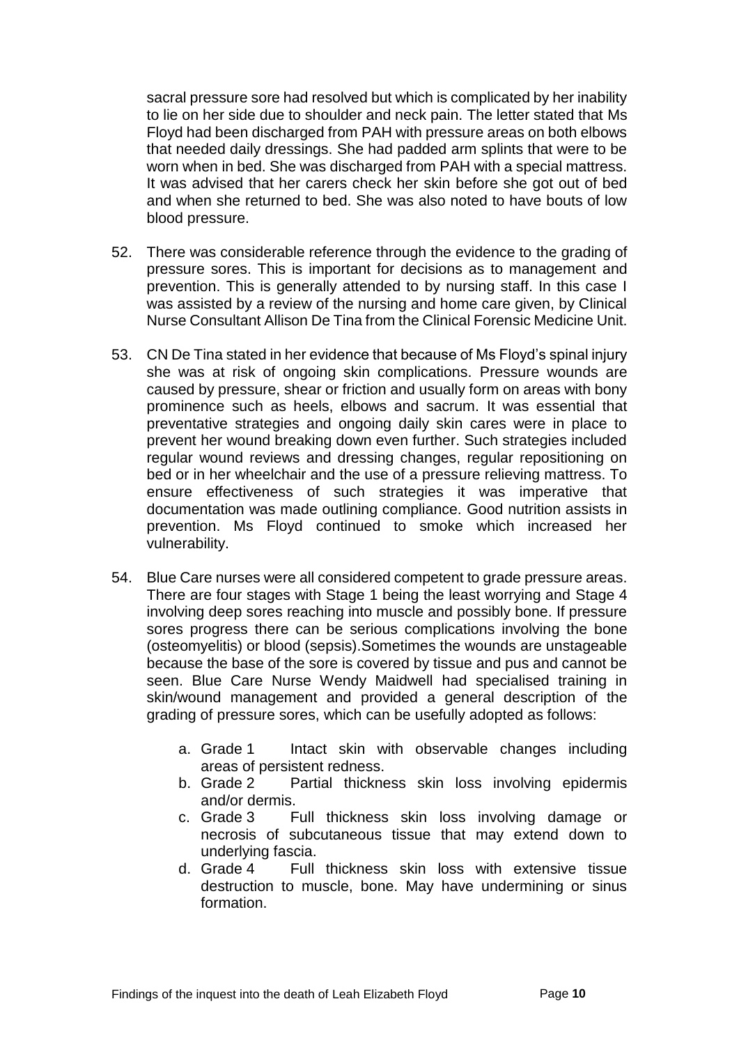sacral pressure sore had resolved but which is complicated by her inability to lie on her side due to shoulder and neck pain. The letter stated that Ms Floyd had been discharged from PAH with pressure areas on both elbows that needed daily dressings. She had padded arm splints that were to be worn when in bed. She was discharged from PAH with a special mattress. It was advised that her carers check her skin before she got out of bed and when she returned to bed. She was also noted to have bouts of low blood pressure.

52. There was considerable reference through the evidence to the grading of pressure sores. This is important for decisions as to management and prevention. This is generally attended to by nursing staff. In this case I was assisted by a review of the nursing and home care given, by Clinical Nurse Consultant Allison De Tina from the Clinical Forensic Medicine Unit.

53. CN De Tina stated in her evidence that because of Ms Floyd's spinal injury she was at risk of ongoing skin complications. Pressure wounds are caused by pressure, shear or friction and usually form on areas with bony prominence such as heels, elbows and sacrum. It was essential that preventative strategies and ongoing daily skin cares were in place to prevent her wound breaking down even further. Such strategies included regular wound reviews and dressing changes, regular repositioning on bed or in her wheelchair and the use of a pressure relieving mattress. To ensure effectiveness of such strategies it was imperative that documentation was made outlining compliance. Good nutrition assists in prevention. Ms Floyd continued to smoke which increased her vulnerability.

54. Blue Care nurses were all considered competent to grade pressure areas. There are four stages with Stage 1 being the least worrying and Stage 4 involving deep sores reaching into muscle and possibly bone. If pressure sores progress there can be serious complications involving the bone (osteomyelitis) or blood (sepsis).Sometimes the wounds are unstageable because the base of the sore is covered by tissue and pus and cannot be seen. Blue Care Nurse Wendy Maidwell had specialised training in skin/wound management and provided a general description of the grading of pressure sores, which can be usefully adopted as follows:

    a. Grade 1 Intact skin with observable changes including areas of persistent redness.
    b. Grade 2 Partial thickness skin loss involving epidermis and/or dermis.
    c. Grade 3 Full thickness skin loss involving damage or necrosis of subcutaneous tissue that may extend down to underlying fascia.
    d. Grade 4 Full thickness skin loss with extensive tissue destruction to muscle, bone. May have undermining or sinus formation.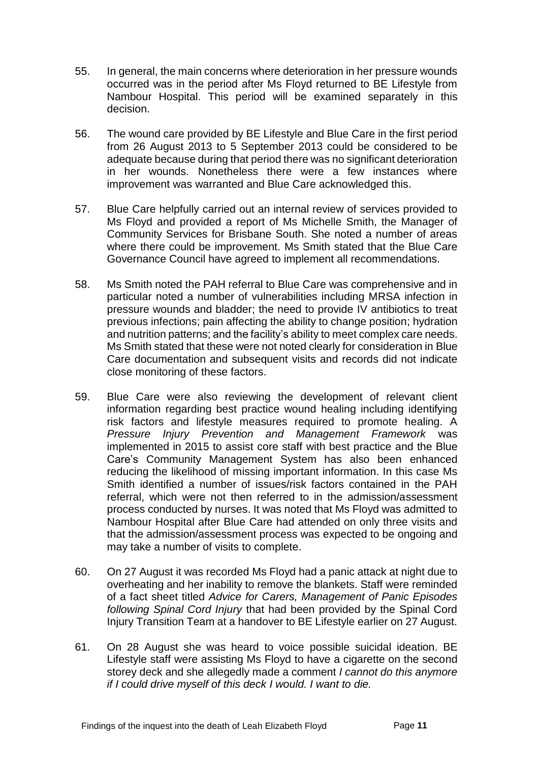55. In general, the main concerns where deterioration in her pressure wounds occurred was in the period after Ms Floyd returned to BE Lifestyle from Nambour Hospital. This period will be examined separately in this decision.

56. The wound care provided by BE Lifestyle and Blue Care in the first period from 26 August 2013 to 5 September 2013 could be considered to be adequate because during that period there was no significant deterioration in her wounds. Nonetheless there were a few instances where improvement was warranted and Blue Care acknowledged this.

57. Blue Care helpfully carried out an internal review of services provided to Ms Floyd and provided a report of Ms Michelle Smith, the Manager of Community Services for Brisbane South. She noted a number of areas where there could be improvement. Ms Smith stated that the Blue Care Governance Council have agreed to implement all recommendations.

58. Ms Smith noted the PAH referral to Blue Care was comprehensive and in particular noted a number of vulnerabilities including MRSA infection in pressure wounds and bladder; the need to provide IV antibiotics to treat previous infections; pain affecting the ability to change position; hydration and nutrition patterns; and the facility's ability to meet complex care needs. Ms Smith stated that these were not noted clearly for consideration in Blue Care documentation and subsequent visits and records did not indicate close monitoring of these factors.

59. Blue Care were also reviewing the development of relevant client information regarding best practice wound healing including identifying risk factors and lifestyle measures required to promote healing. A *Pressure Injury Prevention and Management Framework* was implemented in 2015 to assist core staff with best practice and the Blue Care's Community Management System has also been enhanced reducing the likelihood of missing important information. In this case Ms Smith identified a number of issues/risk factors contained in the PAH referral, which were not then referred to in the admission/assessment process conducted by nurses. It was noted that Ms Floyd was admitted to Nambour Hospital after Blue Care had attended on only three visits and that the admission/assessment process was expected to be ongoing and may take a number of visits to complete.

60. On 27 August it was recorded Ms Floyd had a panic attack at night due to overheating and her inability to remove the blankets. Staff were reminded of a fact sheet titled *Advice for Carers, Management of Panic Episodes following Spinal Cord Injury* that had been provided by the Spinal Cord Injury Transition Team at a handover to BE Lifestyle earlier on 27 August.

61. On 28 August she was heard to voice possible suicidal ideation. BE Lifestyle staff were assisting Ms Floyd to have a cigarette on the second storey deck and she allegedly made a comment *I cannot do this anymore if I could drive myself of this deck I would. I want to die.*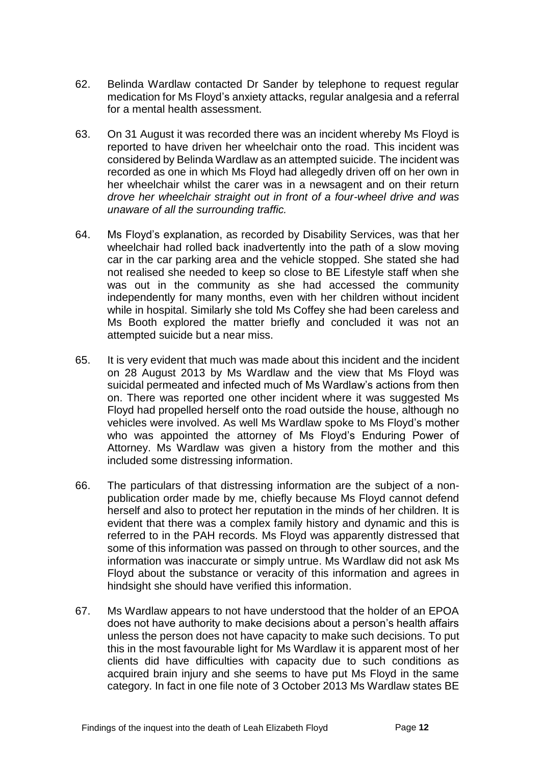62. Belinda Wardlaw contacted Dr Sander by telephone to request regular medication for Ms Floyd's anxiety attacks, regular analgesia and a referral for a mental health assessment.

63. On 31 August it was recorded there was an incident whereby Ms Floyd is reported to have driven her wheelchair onto the road. This incident was considered by Belinda Wardlaw as an attempted suicide. The incident was recorded as one in which Ms Floyd had allegedly driven off on her own in her wheelchair whilst the carer was in a newsagent and on their return *drove her wheelchair straight out in front of a four-wheel drive and was unaware of all the surrounding traffic.*

64. Ms Floyd's explanation, as recorded by Disability Services, was that her wheelchair had rolled back inadvertently into the path of a slow moving car in the car parking area and the vehicle stopped. She stated she had not realised she needed to keep so close to BE Lifestyle staff when she was out in the community as she had accessed the community independently for many months, even with her children without incident while in hospital. Similarly she told Ms Coffey she had been careless and Ms Booth explored the matter briefly and concluded it was not an attempted suicide but a near miss.

65. It is very evident that much was made about this incident and the incident on 28 August 2013 by Ms Wardlaw and the view that Ms Floyd was suicidal permeated and infected much of Ms Wardlaw's actions from then on. There was reported one other incident where it was suggested Ms Floyd had propelled herself onto the road outside the house, although no vehicles were involved. As well Ms Wardlaw spoke to Ms Floyd's mother who was appointed the attorney of Ms Floyd's Enduring Power of Attorney. Ms Wardlaw was given a history from the mother and this included some distressing information.

66. The particulars of that distressing information are the subject of a non-publication order made by me, chiefly because Ms Floyd cannot defend herself and also to protect her reputation in the minds of her children. It is evident that there was a complex family history and dynamic and this is referred to in the PAH records. Ms Floyd was apparently distressed that some of this information was passed on through to other sources, and the information was inaccurate or simply untrue. Ms Wardlaw did not ask Ms Floyd about the substance or veracity of this information and agrees in hindsight she should have verified this information.

67. Ms Wardlaw appears to not have understood that the holder of an EPOA does not have authority to make decisions about a person's health affairs unless the person does not have capacity to make such decisions. To put this in the most favourable light for Ms Wardlaw it is apparent most of her clients did have difficulties with capacity due to such conditions as acquired brain injury and she seems to have put Ms Floyd in the same category. In fact in one file note of 3 October 2013 Ms Wardlaw states BE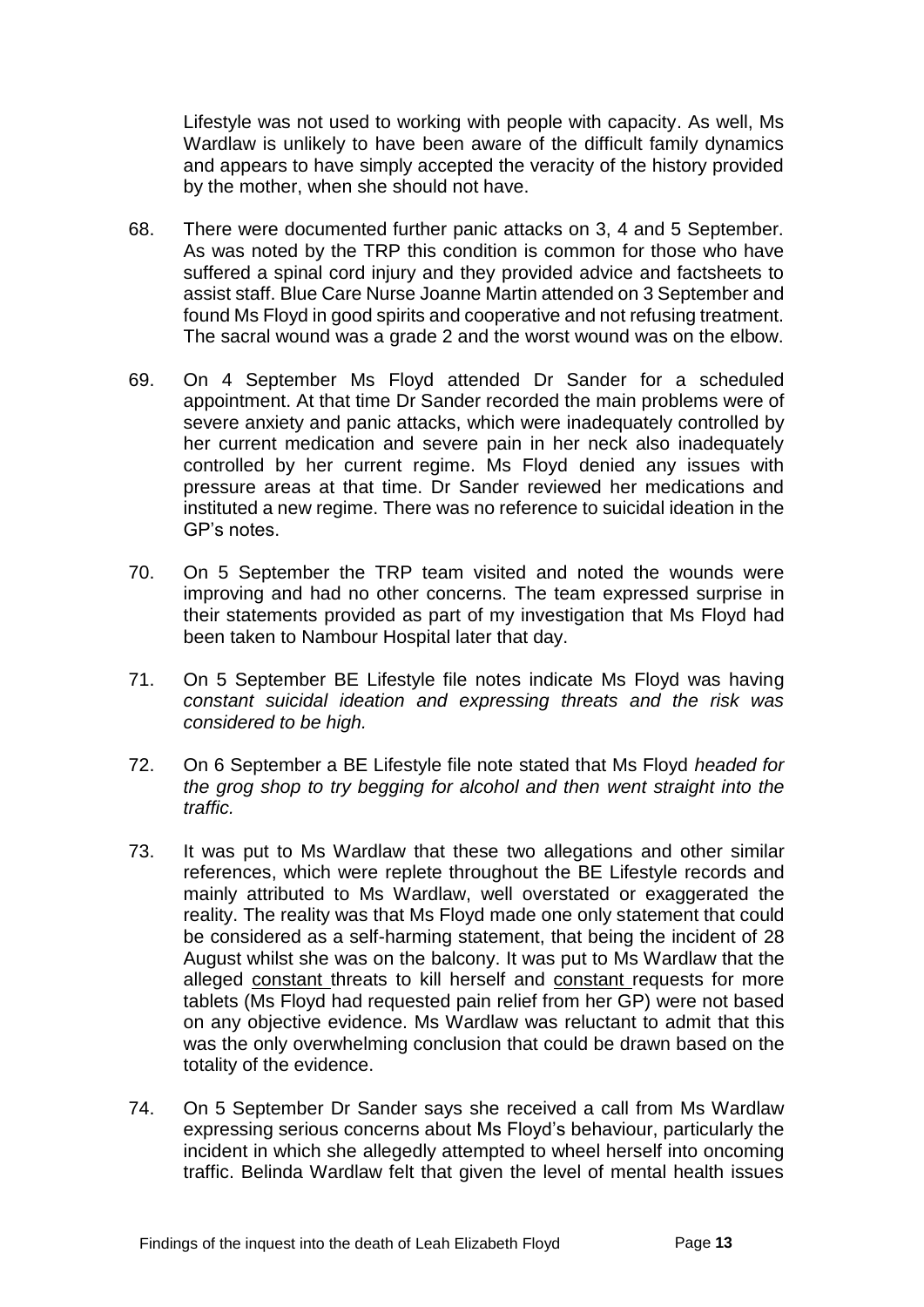Lifestyle was not used to working with people with capacity. As well, Ms Wardlaw is unlikely to have been aware of the difficult family dynamics and appears to have simply accepted the veracity of the history provided by the mother, when she should not have.

68. There were documented further panic attacks on 3, 4 and 5 September. As was noted by the TRP this condition is common for those who have suffered a spinal cord injury and they provided advice and factsheets to assist staff. Blue Care Nurse Joanne Martin attended on 3 September and found Ms Floyd in good spirits and cooperative and not refusing treatment. The sacral wound was a grade 2 and the worst wound was on the elbow.

69. On 4 September Ms Floyd attended Dr Sander for a scheduled appointment. At that time Dr Sander recorded the main problems were of severe anxiety and panic attacks, which were inadequately controlled by her current medication and severe pain in her neck also inadequately controlled by her current regime. Ms Floyd denied any issues with pressure areas at that time. Dr Sander reviewed her medications and instituted a new regime. There was no reference to suicidal ideation in the GP's notes.

70. On 5 September the TRP team visited and noted the wounds were improving and had no other concerns. The team expressed surprise in their statements provided as part of my investigation that Ms Floyd had been taken to Nambour Hospital later that day.

71. On 5 September BE Lifestyle file notes indicate Ms Floyd was having *constant suicidal ideation and expressing threats and the risk was considered to be high.*

72. On 6 September a BE Lifestyle file note stated that Ms Floyd *headed for the grog shop to try begging for alcohol and then went straight into the traffic.*

73. It was put to Ms Wardlaw that these two allegations and other similar references, which were replete throughout the BE Lifestyle records and mainly attributed to Ms Wardlaw, well overstated or exaggerated the reality. The reality was that Ms Floyd made one only statement that could be considered as a self-harming statement, that being the incident of 28 August whilst she was on the balcony. It was put to Ms Wardlaw that the alleged <u>constant</u> threats to kill herself and <u>constant</u> requests for more tablets (Ms Floyd had requested pain relief from her GP) were not based on any objective evidence. Ms Wardlaw was reluctant to admit that this was the only overwhelming conclusion that could be drawn based on the totality of the evidence.

74. On 5 September Dr Sander says she received a call from Ms Wardlaw expressing serious concerns about Ms Floyd's behaviour, particularly the incident in which she allegedly attempted to wheel herself into oncoming traffic. Belinda Wardlaw felt that given the level of mental health issues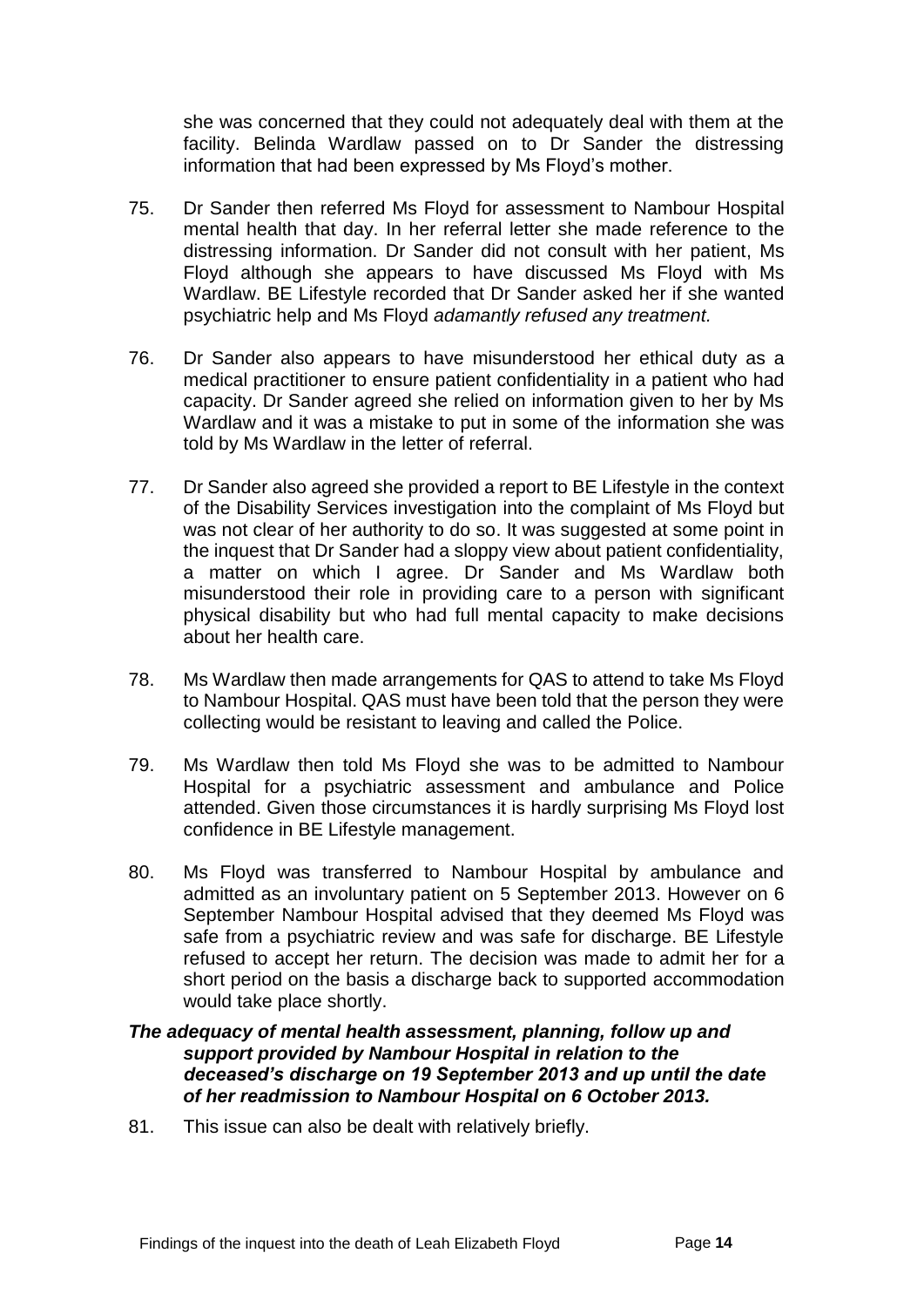she was concerned that they could not adequately deal with them at the facility. Belinda Wardlaw passed on to Dr Sander the distressing information that had been expressed by Ms Floyd's mother.

75. Dr Sander then referred Ms Floyd for assessment to Nambour Hospital mental health that day. In her referral letter she made reference to the distressing information. Dr Sander did not consult with her patient, Ms Floyd although she appears to have discussed Ms Floyd with Ms Wardlaw. BE Lifestyle recorded that Dr Sander asked her if she wanted psychiatric help and Ms Floyd *adamantly refused any treatment.*

76. Dr Sander also appears to have misunderstood her ethical duty as a medical practitioner to ensure patient confidentiality in a patient who had capacity. Dr Sander agreed she relied on information given to her by Ms Wardlaw and it was a mistake to put in some of the information she was told by Ms Wardlaw in the letter of referral.

77. Dr Sander also agreed she provided a report to BE Lifestyle in the context of the Disability Services investigation into the complaint of Ms Floyd but was not clear of her authority to do so. It was suggested at some point in the inquest that Dr Sander had a sloppy view about patient confidentiality, a matter on which I agree. Dr Sander and Ms Wardlaw both misunderstood their role in providing care to a person with significant physical disability but who had full mental capacity to make decisions about her health care.

78. Ms Wardlaw then made arrangements for QAS to attend to take Ms Floyd to Nambour Hospital. QAS must have been told that the person they were collecting would be resistant to leaving and called the Police.

79. Ms Wardlaw then told Ms Floyd she was to be admitted to Nambour Hospital for a psychiatric assessment and ambulance and Police attended. Given those circumstances it is hardly surprising Ms Floyd lost confidence in BE Lifestyle management.

80. Ms Floyd was transferred to Nambour Hospital by ambulance and admitted as an involuntary patient on 5 September 2013. However on 6 September Nambour Hospital advised that they deemed Ms Floyd was safe from a psychiatric review and was safe for discharge. BE Lifestyle refused to accept her return. The decision was made to admit her for a short period on the basis a discharge back to supported accommodation would take place shortly.

### *The adequacy of mental health assessment, planning, follow up and support provided by Nambour Hospital in relation to the deceased's discharge on 19 September 2013 and up until the date of her readmission to Nambour Hospital on 6 October 2013.*

81. This issue can also be dealt with relatively briefly.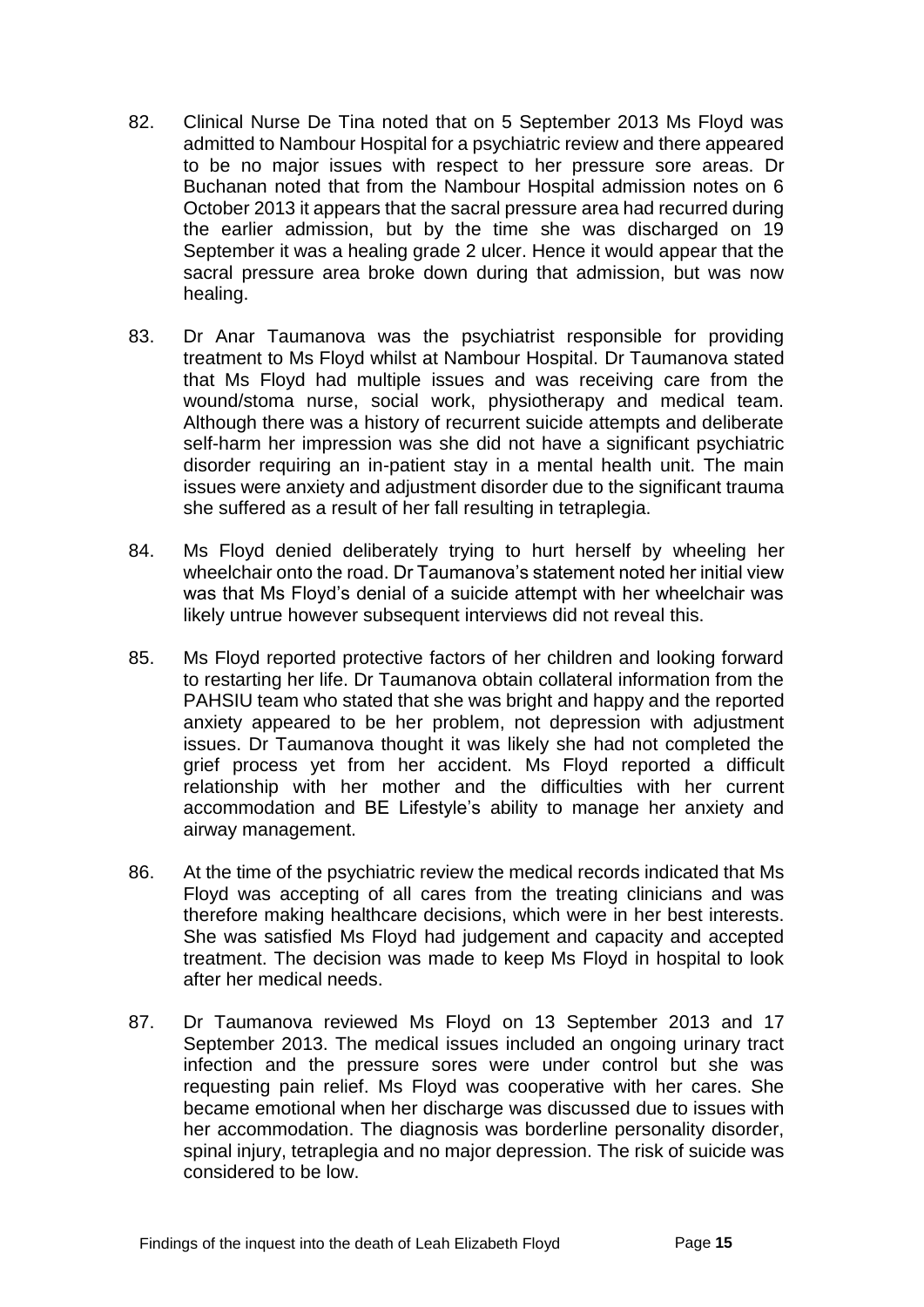82. Clinical Nurse De Tina noted that on 5 September 2013 Ms Floyd was admitted to Nambour Hospital for a psychiatric review and there appeared to be no major issues with respect to her pressure sore areas. Dr Buchanan noted that from the Nambour Hospital admission notes on 6 October 2013 it appears that the sacral pressure area had recurred during the earlier admission, but by the time she was discharged on 19 September it was a healing grade 2 ulcer. Hence it would appear that the sacral pressure area broke down during that admission, but was now healing.

83. Dr Anar Taumanova was the psychiatrist responsible for providing treatment to Ms Floyd whilst at Nambour Hospital. Dr Taumanova stated that Ms Floyd had multiple issues and was receiving care from the wound/stoma nurse, social work, physiotherapy and medical team. Although there was a history of recurrent suicide attempts and deliberate self-harm her impression was she did not have a significant psychiatric disorder requiring an in-patient stay in a mental health unit. The main issues were anxiety and adjustment disorder due to the significant trauma she suffered as a result of her fall resulting in tetraplegia.

84. Ms Floyd denied deliberately trying to hurt herself by wheeling her wheelchair onto the road. Dr Taumanova's statement noted her initial view was that Ms Floyd's denial of a suicide attempt with her wheelchair was likely untrue however subsequent interviews did not reveal this.

85. Ms Floyd reported protective factors of her children and looking forward to restarting her life. Dr Taumanova obtain collateral information from the PAHSIU team who stated that she was bright and happy and the reported anxiety appeared to be her problem, not depression with adjustment issues. Dr Taumanova thought it was likely she had not completed the grief process yet from her accident. Ms Floyd reported a difficult relationship with her mother and the difficulties with her current accommodation and BE Lifestyle's ability to manage her anxiety and airway management.

86. At the time of the psychiatric review the medical records indicated that Ms Floyd was accepting of all cares from the treating clinicians and was therefore making healthcare decisions, which were in her best interests. She was satisfied Ms Floyd had judgement and capacity and accepted treatment. The decision was made to keep Ms Floyd in hospital to look after her medical needs.

87. Dr Taumanova reviewed Ms Floyd on 13 September 2013 and 17 September 2013. The medical issues included an ongoing urinary tract infection and the pressure sores were under control but she was requesting pain relief. Ms Floyd was cooperative with her cares. She became emotional when her discharge was discussed due to issues with her accommodation. The diagnosis was borderline personality disorder, spinal injury, tetraplegia and no major depression. The risk of suicide was considered to be low.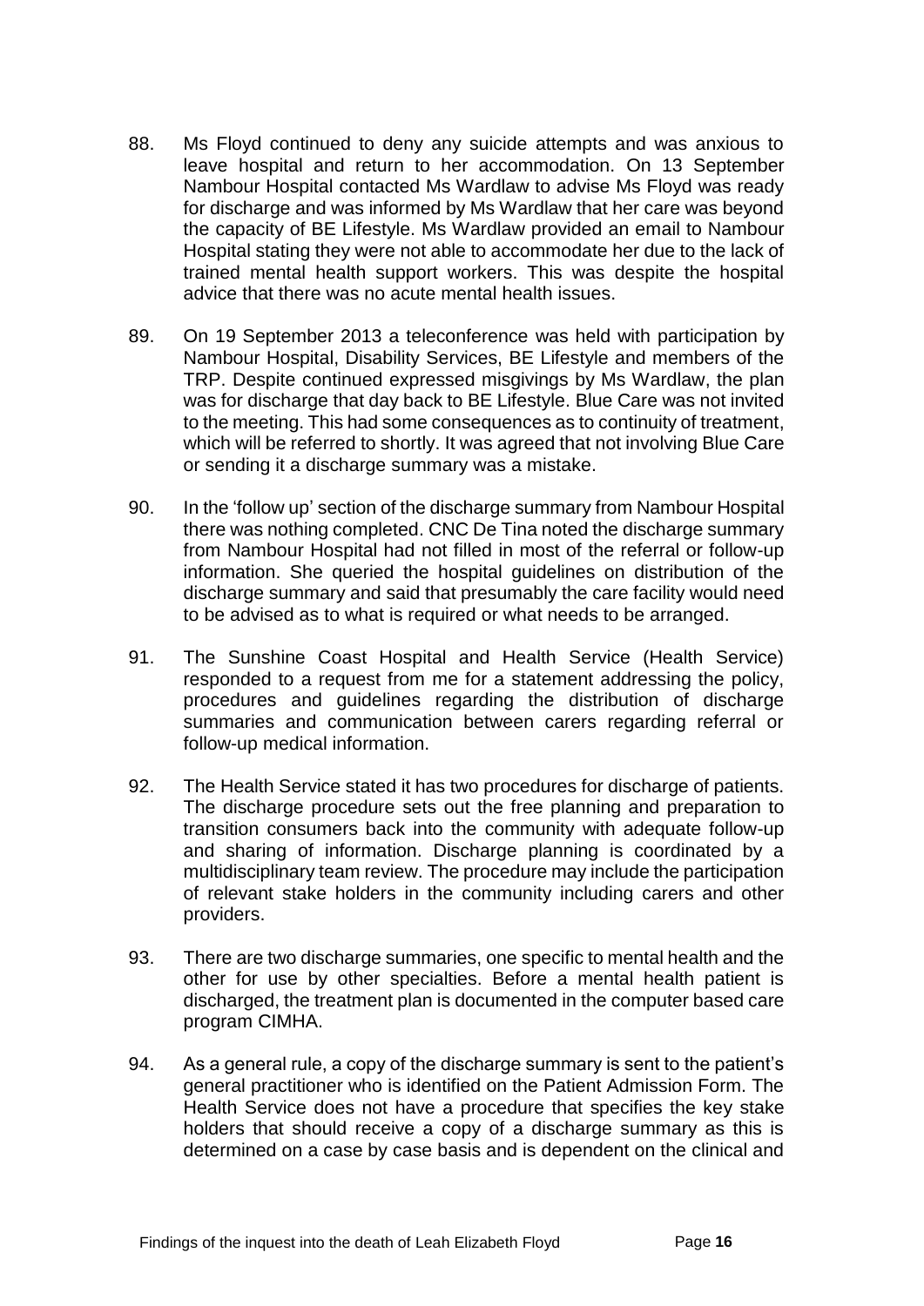88. Ms Floyd continued to deny any suicide attempts and was anxious to leave hospital and return to her accommodation. On 13 September Nambour Hospital contacted Ms Wardlaw to advise Ms Floyd was ready for discharge and was informed by Ms Wardlaw that her care was beyond the capacity of BE Lifestyle. Ms Wardlaw provided an email to Nambour Hospital stating they were not able to accommodate her due to the lack of trained mental health support workers. This was despite the hospital advice that there was no acute mental health issues.

89. On 19 September 2013 a teleconference was held with participation by Nambour Hospital, Disability Services, BE Lifestyle and members of the TRP. Despite continued expressed misgivings by Ms Wardlaw, the plan was for discharge that day back to BE Lifestyle. Blue Care was not invited to the meeting. This had some consequences as to continuity of treatment, which will be referred to shortly. It was agreed that not involving Blue Care or sending it a discharge summary was a mistake.

90. In the 'follow up' section of the discharge summary from Nambour Hospital there was nothing completed. CNC De Tina noted the discharge summary from Nambour Hospital had not filled in most of the referral or follow-up information. She queried the hospital guidelines on distribution of the discharge summary and said that presumably the care facility would need to be advised as to what is required or what needs to be arranged.

91. The Sunshine Coast Hospital and Health Service (Health Service) responded to a request from me for a statement addressing the policy, procedures and guidelines regarding the distribution of discharge summaries and communication between carers regarding referral or follow-up medical information.

92. The Health Service stated it has two procedures for discharge of patients. The discharge procedure sets out the free planning and preparation to transition consumers back into the community with adequate follow-up and sharing of information. Discharge planning is coordinated by a multidisciplinary team review. The procedure may include the participation of relevant stake holders in the community including carers and other providers.

93. There are two discharge summaries, one specific to mental health and the other for use by other specialties. Before a mental health patient is discharged, the treatment plan is documented in the computer based care program CIMHA.

94. As a general rule, a copy of the discharge summary is sent to the patient's general practitioner who is identified on the Patient Admission Form. The Health Service does not have a procedure that specifies the key stake holders that should receive a copy of a discharge summary as this is determined on a case by case basis and is dependent on the clinical and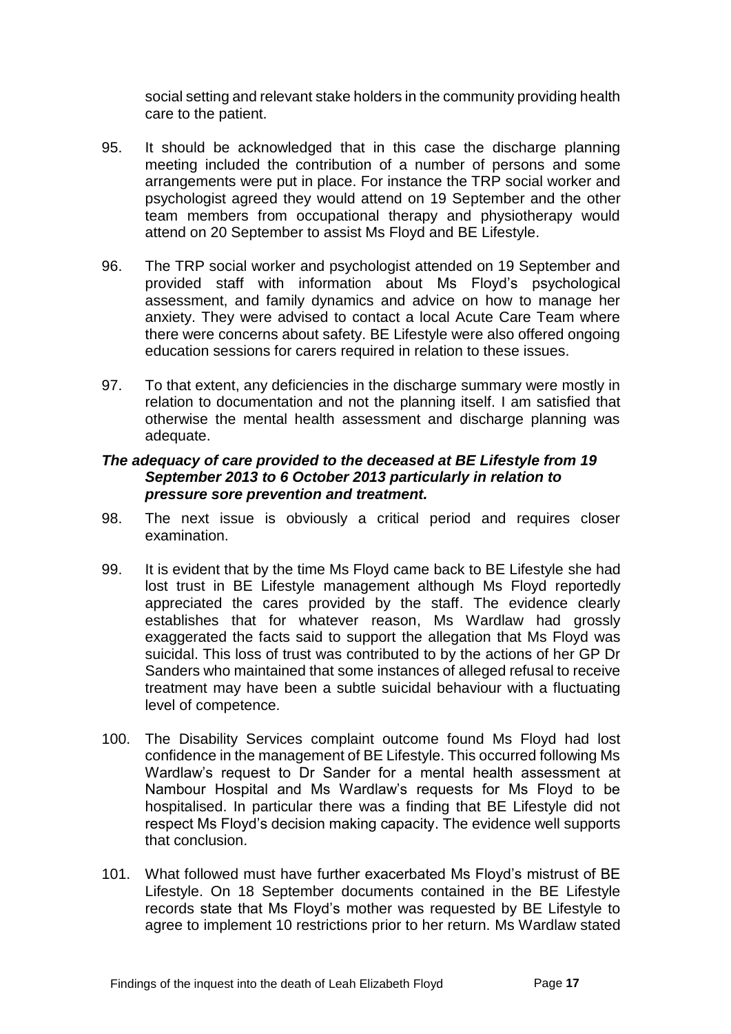social setting and relevant stake holders in the community providing health care to the patient.

95. It should be acknowledged that in this case the discharge planning meeting included the contribution of a number of persons and some arrangements were put in place. For instance the TRP social worker and psychologist agreed they would attend on 19 September and the other team members from occupational therapy and physiotherapy would attend on 20 September to assist Ms Floyd and BE Lifestyle.

96. The TRP social worker and psychologist attended on 19 September and provided staff with information about Ms Floyd's psychological assessment, and family dynamics and advice on how to manage her anxiety. They were advised to contact a local Acute Care Team where there were concerns about safety. BE Lifestyle were also offered ongoing education sessions for carers required in relation to these issues.

97. To that extent, any deficiencies in the discharge summary were mostly in relation to documentation and not the planning itself. I am satisfied that otherwise the mental health assessment and discharge planning was adequate.

### *The adequacy of care provided to the deceased at BE Lifestyle from 19 September 2013 to 6 October 2013 particularly in relation to pressure sore prevention and treatment.*

98. The next issue is obviously a critical period and requires closer examination.

99. It is evident that by the time Ms Floyd came back to BE Lifestyle she had lost trust in BE Lifestyle management although Ms Floyd reportedly appreciated the cares provided by the staff. The evidence clearly establishes that for whatever reason, Ms Wardlaw had grossly exaggerated the facts said to support the allegation that Ms Floyd was suicidal. This loss of trust was contributed to by the actions of her GP Dr Sanders who maintained that some instances of alleged refusal to receive treatment may have been a subtle suicidal behaviour with a fluctuating level of competence.

100. The Disability Services complaint outcome found Ms Floyd had lost confidence in the management of BE Lifestyle. This occurred following Ms Wardlaw's request to Dr Sander for a mental health assessment at Nambour Hospital and Ms Wardlaw's requests for Ms Floyd to be hospitalised. In particular there was a finding that BE Lifestyle did not respect Ms Floyd's decision making capacity. The evidence well supports that conclusion.

101. What followed must have further exacerbated Ms Floyd's mistrust of BE Lifestyle. On 18 September documents contained in the BE Lifestyle records state that Ms Floyd's mother was requested by BE Lifestyle to agree to implement 10 restrictions prior to her return. Ms Wardlaw stated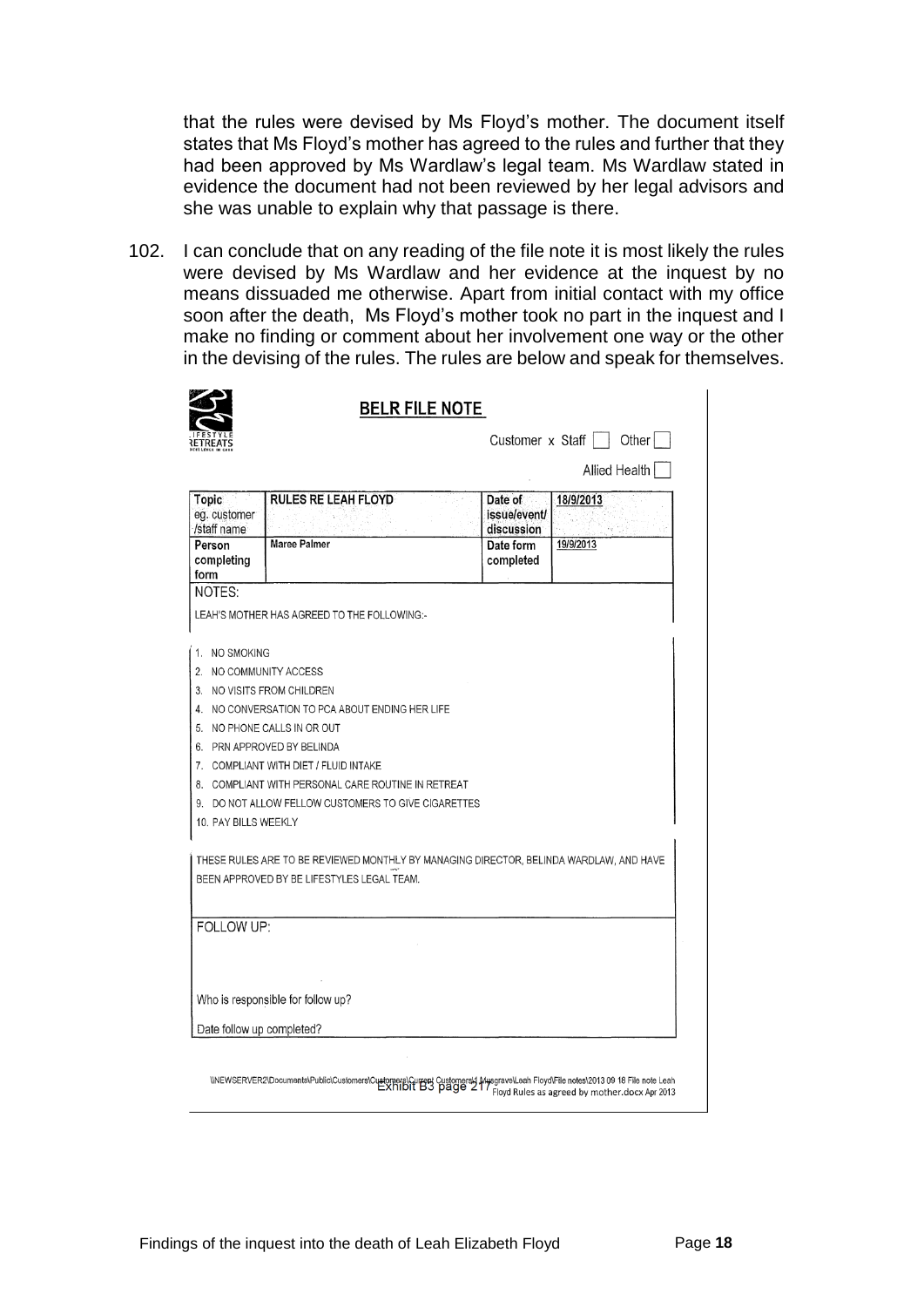that the rules were devised by Ms Floyd's mother. The document itself states that Ms Floyd's mother has agreed to the rules and further that they had been approved by Ms Wardlaw's legal team. Ms Wardlaw stated in evidence the document had not been reviewed by her legal advisors and she was unable to explain why that passage is there.

102. I can conclude that on any reading of the file note it is most likely the rules were devised by Ms Wardlaw and her evidence at the inquest by no means dissuaded me otherwise. Apart from initial contact with my office soon after the death, Ms Floyd's mother took no part in the inquest and I make no finding or comment about her involvement one way or the other in the devising of the rules. The rules are below and speak for themselves.

LIFESTYLE RETREATS

**BELR FILE NOTE**

Customer x Staff ☐ Other ☐

Allied Health ☐

| Topic eg. customer /staff name | RULES RE LEAH FLOYD | Date of issue/event/ discussion | 18/9/2013 |
|---|---|---|---|
| Person completing form | Maree Palmer | Date form completed | 19/9/2013 |

NOTES:

LEAH'S MOTHER HAS AGREED TO THE FOLLOWING:-

1. NO SMOKING
2. NO COMMUNITY ACCESS
3. NO VISITS FROM CHILDREN
4. NO CONVERSATION TO PCA ABOUT ENDING HER LIFE
5. NO PHONE CALLS IN OR OUT
6. PRN APPROVED BY BELINDA
7. COMPLIANT WITH DIET / FLUID INTAKE
8. COMPLIANT WITH PERSONAL CARE ROUTINE IN RETREAT
9. DO NOT ALLOW FELLOW CUSTOMERS TO GIVE CIGARETTES
10. PAY BILLS WEEKLY

THESE RULES ARE TO BE REVIEWED MONTHLY BY MANAGING DIRECTOR, BELINDA WARDLAW, AND HAVE BEEN APPROVED BY BE LIFESTYLES LEGAL TEAM.

FOLLOW UP:

Who is responsible for follow up?

Date follow up completed?

\\NEWSERVER2\Documents\Public\Customers\Customers\Current Customers\1 Musgrave\Leah Floyd\File notes\2013 09 18 File note Leah Floyd Rules as agreed by mother.docx Apr 2013

Exhibit B3 page 217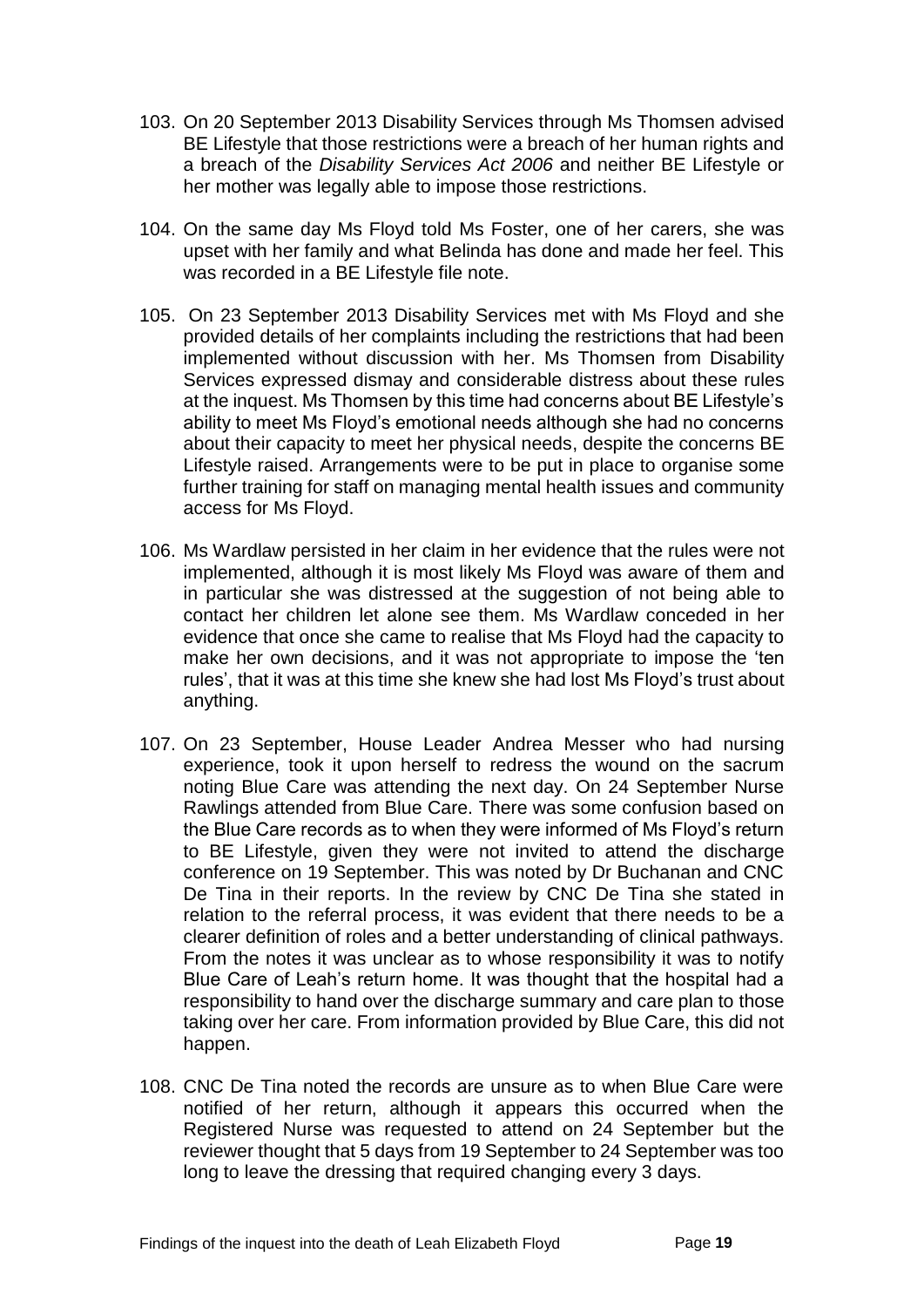103. On 20 September 2013 Disability Services through Ms Thomsen advised BE Lifestyle that those restrictions were a breach of her human rights and a breach of the *Disability Services Act 2006* and neither BE Lifestyle or her mother was legally able to impose those restrictions.

104. On the same day Ms Floyd told Ms Foster, one of her carers, she was upset with her family and what Belinda has done and made her feel. This was recorded in a BE Lifestyle file note.

105. On 23 September 2013 Disability Services met with Ms Floyd and she provided details of her complaints including the restrictions that had been implemented without discussion with her. Ms Thomsen from Disability Services expressed dismay and considerable distress about these rules at the inquest. Ms Thomsen by this time had concerns about BE Lifestyle's ability to meet Ms Floyd's emotional needs although she had no concerns about their capacity to meet her physical needs, despite the concerns BE Lifestyle raised. Arrangements were to be put in place to organise some further training for staff on managing mental health issues and community access for Ms Floyd.

106. Ms Wardlaw persisted in her claim in her evidence that the rules were not implemented, although it is most likely Ms Floyd was aware of them and in particular she was distressed at the suggestion of not being able to contact her children let alone see them. Ms Wardlaw conceded in her evidence that once she came to realise that Ms Floyd had the capacity to make her own decisions, and it was not appropriate to impose the 'ten rules', that it was at this time she knew she had lost Ms Floyd's trust about anything.

107. On 23 September, House Leader Andrea Messer who had nursing experience, took it upon herself to redress the wound on the sacrum noting Blue Care was attending the next day. On 24 September Nurse Rawlings attended from Blue Care. There was some confusion based on the Blue Care records as to when they were informed of Ms Floyd's return to BE Lifestyle, given they were not invited to attend the discharge conference on 19 September. This was noted by Dr Buchanan and CNC De Tina in their reports. In the review by CNC De Tina she stated in relation to the referral process, it was evident that there needs to be a clearer definition of roles and a better understanding of clinical pathways. From the notes it was unclear as to whose responsibility it was to notify Blue Care of Leah's return home. It was thought that the hospital had a responsibility to hand over the discharge summary and care plan to those taking over her care. From information provided by Blue Care, this did not happen.

108. CNC De Tina noted the records are unsure as to when Blue Care were notified of her return, although it appears this occurred when the Registered Nurse was requested to attend on 24 September but the reviewer thought that 5 days from 19 September to 24 September was too long to leave the dressing that required changing every 3 days.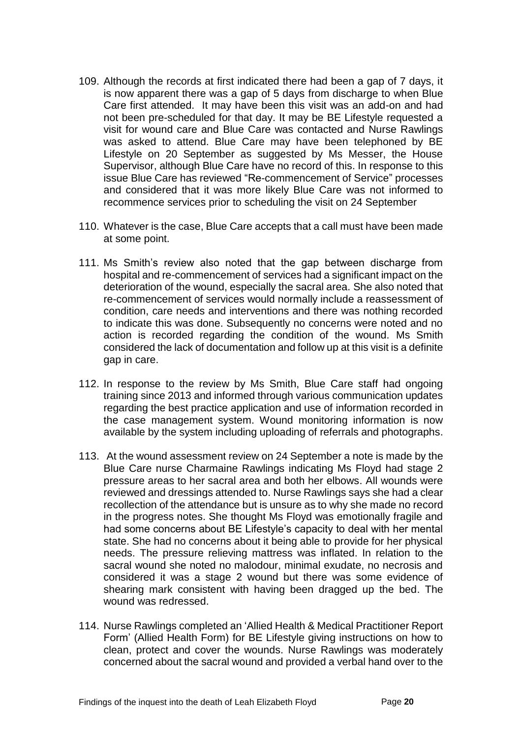109. Although the records at first indicated there had been a gap of 7 days, it is now apparent there was a gap of 5 days from discharge to when Blue Care first attended. It may have been this visit was an add-on and had not been pre-scheduled for that day. It may be BE Lifestyle requested a visit for wound care and Blue Care was contacted and Nurse Rawlings was asked to attend. Blue Care may have been telephoned by BE Lifestyle on 20 September as suggested by Ms Messer, the House Supervisor, although Blue Care have no record of this. In response to this issue Blue Care has reviewed "Re-commencement of Service" processes and considered that it was more likely Blue Care was not informed to recommence services prior to scheduling the visit on 24 September

110. Whatever is the case, Blue Care accepts that a call must have been made at some point.

111. Ms Smith's review also noted that the gap between discharge from hospital and re-commencement of services had a significant impact on the deterioration of the wound, especially the sacral area. She also noted that re-commencement of services would normally include a reassessment of condition, care needs and interventions and there was nothing recorded to indicate this was done. Subsequently no concerns were noted and no action is recorded regarding the condition of the wound. Ms Smith considered the lack of documentation and follow up at this visit is a definite gap in care.

112. In response to the review by Ms Smith, Blue Care staff had ongoing training since 2013 and informed through various communication updates regarding the best practice application and use of information recorded in the case management system. Wound monitoring information is now available by the system including uploading of referrals and photographs.

113. At the wound assessment review on 24 September a note is made by the Blue Care nurse Charmaine Rawlings indicating Ms Floyd had stage 2 pressure areas to her sacral area and both her elbows. All wounds were reviewed and dressings attended to. Nurse Rawlings says she had a clear recollection of the attendance but is unsure as to why she made no record in the progress notes. She thought Ms Floyd was emotionally fragile and had some concerns about BE Lifestyle's capacity to deal with her mental state. She had no concerns about it being able to provide for her physical needs. The pressure relieving mattress was inflated. In relation to the sacral wound she noted no malodour, minimal exudate, no necrosis and considered it was a stage 2 wound but there was some evidence of shearing mark consistent with having been dragged up the bed. The wound was redressed.

114. Nurse Rawlings completed an 'Allied Health & Medical Practitioner Report Form' (Allied Health Form) for BE Lifestyle giving instructions on how to clean, protect and cover the wounds. Nurse Rawlings was moderately concerned about the sacral wound and provided a verbal hand over to the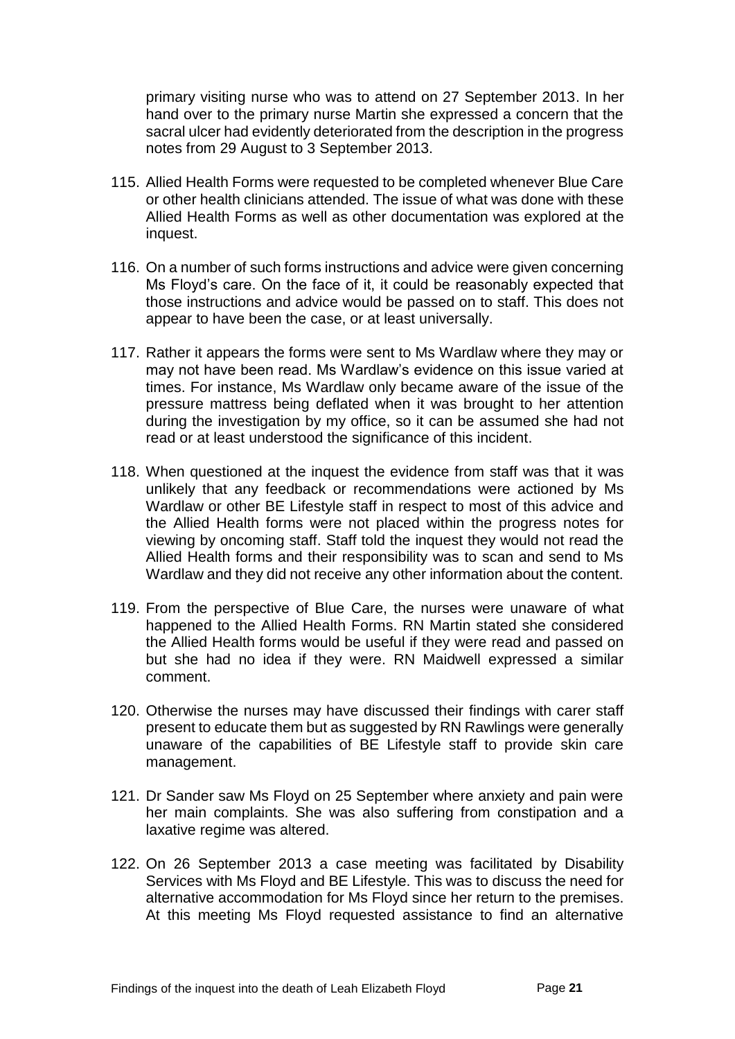primary visiting nurse who was to attend on 27 September 2013. In her hand over to the primary nurse Martin she expressed a concern that the sacral ulcer had evidently deteriorated from the description in the progress notes from 29 August to 3 September 2013.

115. Allied Health Forms were requested to be completed whenever Blue Care or other health clinicians attended. The issue of what was done with these Allied Health Forms as well as other documentation was explored at the inquest.

116. On a number of such forms instructions and advice were given concerning Ms Floyd's care. On the face of it, it could be reasonably expected that those instructions and advice would be passed on to staff. This does not appear to have been the case, or at least universally.

117. Rather it appears the forms were sent to Ms Wardlaw where they may or may not have been read. Ms Wardlaw's evidence on this issue varied at times. For instance, Ms Wardlaw only became aware of the issue of the pressure mattress being deflated when it was brought to her attention during the investigation by my office, so it can be assumed she had not read or at least understood the significance of this incident.

118. When questioned at the inquest the evidence from staff was that it was unlikely that any feedback or recommendations were actioned by Ms Wardlaw or other BE Lifestyle staff in respect to most of this advice and the Allied Health forms were not placed within the progress notes for viewing by oncoming staff. Staff told the inquest they would not read the Allied Health forms and their responsibility was to scan and send to Ms Wardlaw and they did not receive any other information about the content.

119. From the perspective of Blue Care, the nurses were unaware of what happened to the Allied Health Forms. RN Martin stated she considered the Allied Health forms would be useful if they were read and passed on but she had no idea if they were. RN Maidwell expressed a similar comment.

120. Otherwise the nurses may have discussed their findings with carer staff present to educate them but as suggested by RN Rawlings were generally unaware of the capabilities of BE Lifestyle staff to provide skin care management.

121. Dr Sander saw Ms Floyd on 25 September where anxiety and pain were her main complaints. She was also suffering from constipation and a laxative regime was altered.

122. On 26 September 2013 a case meeting was facilitated by Disability Services with Ms Floyd and BE Lifestyle. This was to discuss the need for alternative accommodation for Ms Floyd since her return to the premises. At this meeting Ms Floyd requested assistance to find an alternative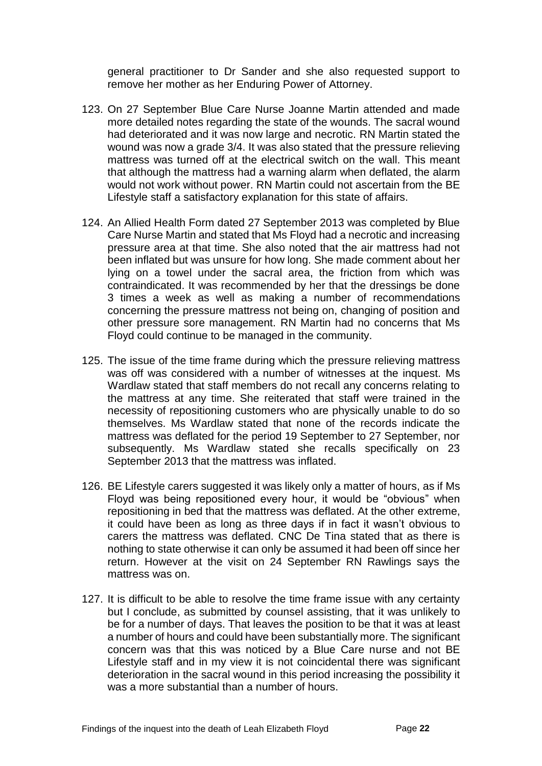general practitioner to Dr Sander and she also requested support to remove her mother as her Enduring Power of Attorney.

123. On 27 September Blue Care Nurse Joanne Martin attended and made more detailed notes regarding the state of the wounds. The sacral wound had deteriorated and it was now large and necrotic. RN Martin stated the wound was now a grade 3/4. It was also stated that the pressure relieving mattress was turned off at the electrical switch on the wall. This meant that although the mattress had a warning alarm when deflated, the alarm would not work without power. RN Martin could not ascertain from the BE Lifestyle staff a satisfactory explanation for this state of affairs.

124. An Allied Health Form dated 27 September 2013 was completed by Blue Care Nurse Martin and stated that Ms Floyd had a necrotic and increasing pressure area at that time. She also noted that the air mattress had not been inflated but was unsure for how long. She made comment about her lying on a towel under the sacral area, the friction from which was contraindicated. It was recommended by her that the dressings be done 3 times a week as well as making a number of recommendations concerning the pressure mattress not being on, changing of position and other pressure sore management. RN Martin had no concerns that Ms Floyd could continue to be managed in the community.

125. The issue of the time frame during which the pressure relieving mattress was off was considered with a number of witnesses at the inquest. Ms Wardlaw stated that staff members do not recall any concerns relating to the mattress at any time. She reiterated that staff were trained in the necessity of repositioning customers who are physically unable to do so themselves. Ms Wardlaw stated that none of the records indicate the mattress was deflated for the period 19 September to 27 September, nor subsequently. Ms Wardlaw stated she recalls specifically on 23 September 2013 that the mattress was inflated.

126. BE Lifestyle carers suggested it was likely only a matter of hours, as if Ms Floyd was being repositioned every hour, it would be "obvious" when repositioning in bed that the mattress was deflated. At the other extreme, it could have been as long as three days if in fact it wasn't obvious to carers the mattress was deflated. CNC De Tina stated that as there is nothing to state otherwise it can only be assumed it had been off since her return. However at the visit on 24 September RN Rawlings says the mattress was on.

127. It is difficult to be able to resolve the time frame issue with any certainty but I conclude, as submitted by counsel assisting, that it was unlikely to be for a number of days. That leaves the position to be that it was at least a number of hours and could have been substantially more. The significant concern was that this was noticed by a Blue Care nurse and not BE Lifestyle staff and in my view it is not coincidental there was significant deterioration in the sacral wound in this period increasing the possibility it was a more substantial than a number of hours.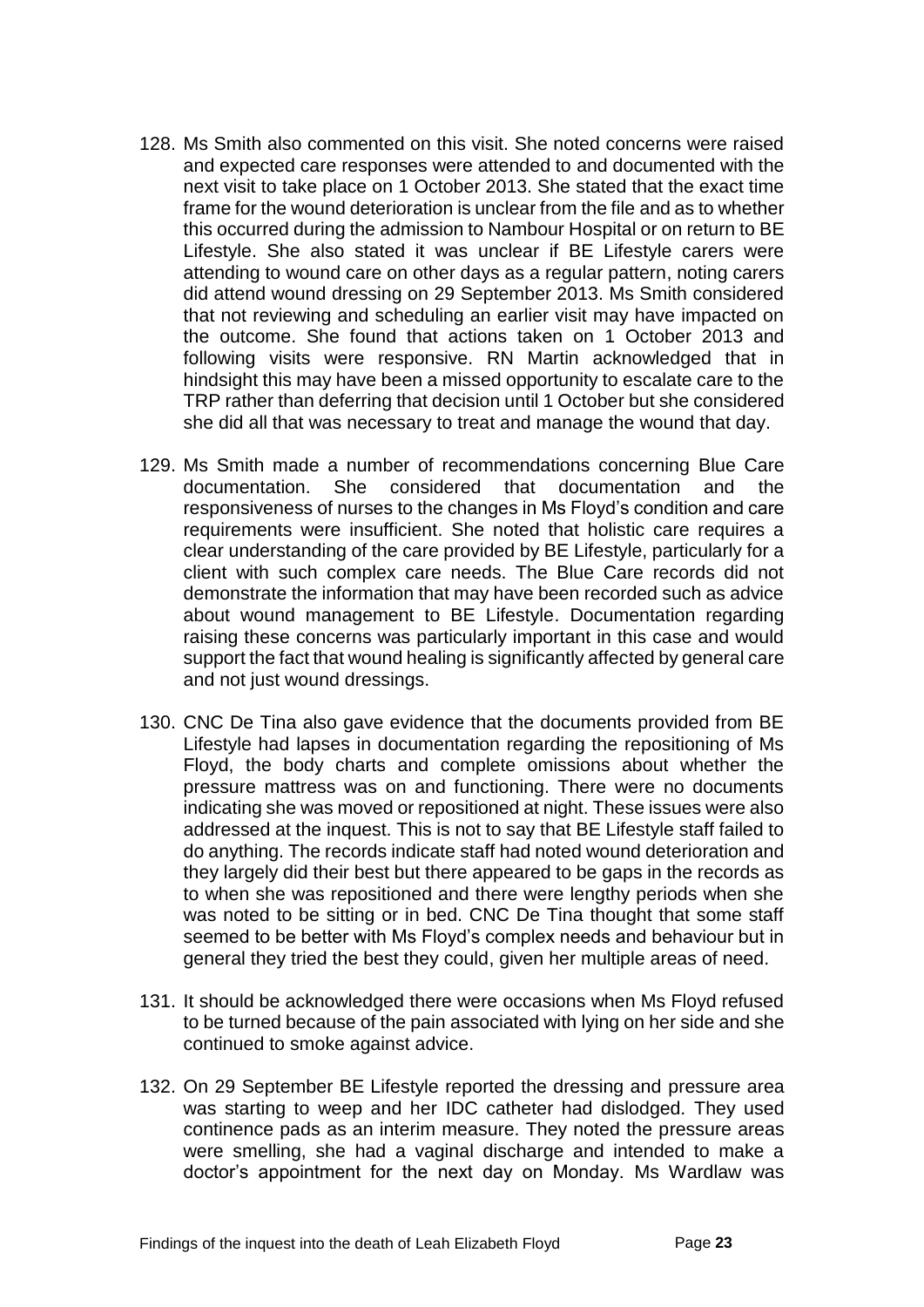128. Ms Smith also commented on this visit. She noted concerns were raised and expected care responses were attended to and documented with the next visit to take place on 1 October 2013. She stated that the exact time frame for the wound deterioration is unclear from the file and as to whether this occurred during the admission to Nambour Hospital or on return to BE Lifestyle. She also stated it was unclear if BE Lifestyle carers were attending to wound care on other days as a regular pattern, noting carers did attend wound dressing on 29 September 2013. Ms Smith considered that not reviewing and scheduling an earlier visit may have impacted on the outcome. She found that actions taken on 1 October 2013 and following visits were responsive. RN Martin acknowledged that in hindsight this may have been a missed opportunity to escalate care to the TRP rather than deferring that decision until 1 October but she considered she did all that was necessary to treat and manage the wound that day.

129. Ms Smith made a number of recommendations concerning Blue Care documentation. She considered that documentation and the responsiveness of nurses to the changes in Ms Floyd's condition and care requirements were insufficient. She noted that holistic care requires a clear understanding of the care provided by BE Lifestyle, particularly for a client with such complex care needs. The Blue Care records did not demonstrate the information that may have been recorded such as advice about wound management to BE Lifestyle. Documentation regarding raising these concerns was particularly important in this case and would support the fact that wound healing is significantly affected by general care and not just wound dressings.

130. CNC De Tina also gave evidence that the documents provided from BE Lifestyle had lapses in documentation regarding the repositioning of Ms Floyd, the body charts and complete omissions about whether the pressure mattress was on and functioning. There were no documents indicating she was moved or repositioned at night. These issues were also addressed at the inquest. This is not to say that BE Lifestyle staff failed to do anything. The records indicate staff had noted wound deterioration and they largely did their best but there appeared to be gaps in the records as to when she was repositioned and there were lengthy periods when she was noted to be sitting or in bed. CNC De Tina thought that some staff seemed to be better with Ms Floyd's complex needs and behaviour but in general they tried the best they could, given her multiple areas of need.

131. It should be acknowledged there were occasions when Ms Floyd refused to be turned because of the pain associated with lying on her side and she continued to smoke against advice.

132. On 29 September BE Lifestyle reported the dressing and pressure area was starting to weep and her IDC catheter had dislodged. They used continence pads as an interim measure. They noted the pressure areas were smelling, she had a vaginal discharge and intended to make a doctor's appointment for the next day on Monday. Ms Wardlaw was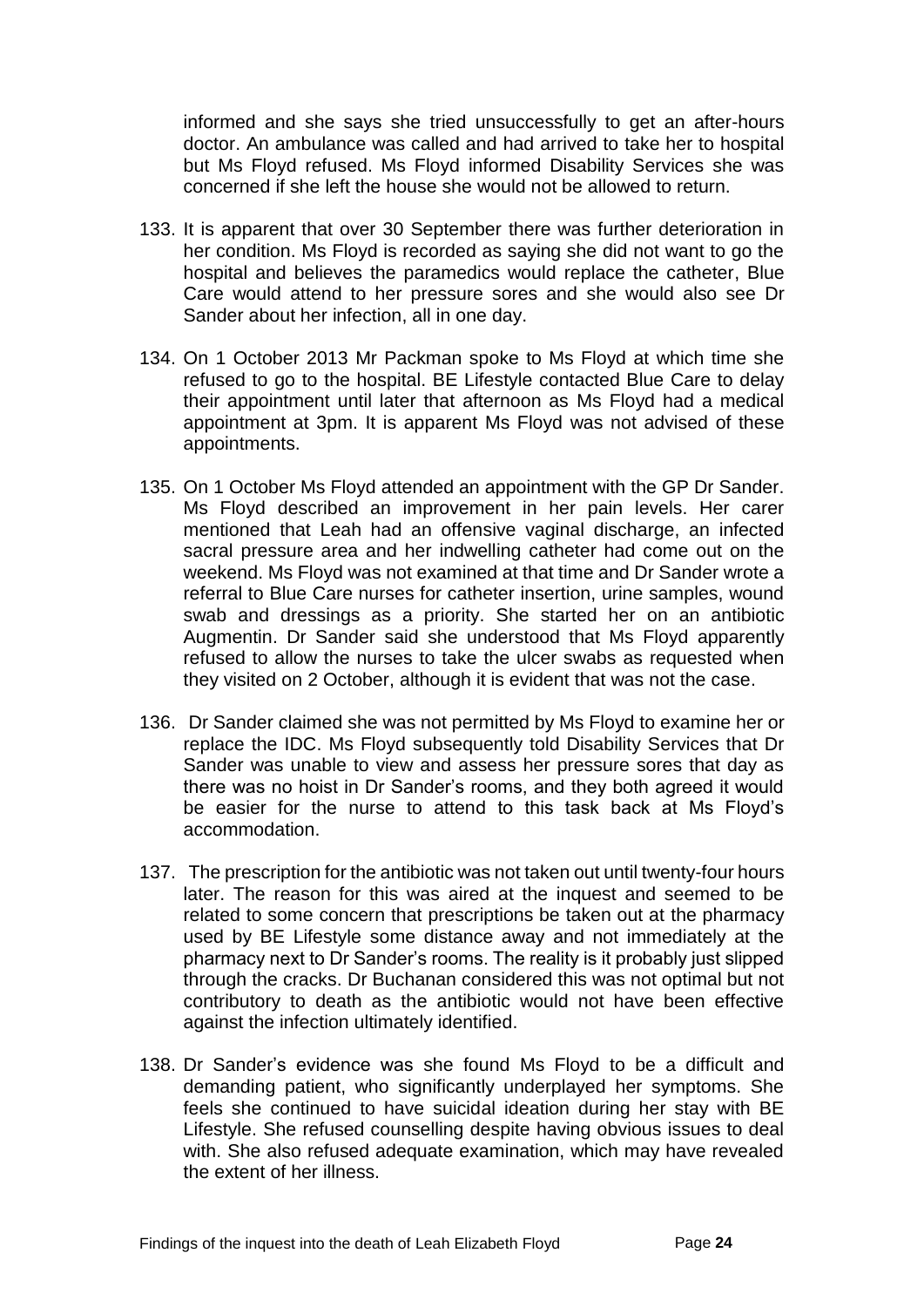informed and she says she tried unsuccessfully to get an after-hours doctor. An ambulance was called and had arrived to take her to hospital but Ms Floyd refused. Ms Floyd informed Disability Services she was concerned if she left the house she would not be allowed to return.

133. It is apparent that over 30 September there was further deterioration in her condition. Ms Floyd is recorded as saying she did not want to go the hospital and believes the paramedics would replace the catheter, Blue Care would attend to her pressure sores and she would also see Dr Sander about her infection, all in one day.

134. On 1 October 2013 Mr Packman spoke to Ms Floyd at which time she refused to go to the hospital. BE Lifestyle contacted Blue Care to delay their appointment until later that afternoon as Ms Floyd had a medical appointment at 3pm. It is apparent Ms Floyd was not advised of these appointments.

135. On 1 October Ms Floyd attended an appointment with the GP Dr Sander. Ms Floyd described an improvement in her pain levels. Her carer mentioned that Leah had an offensive vaginal discharge, an infected sacral pressure area and her indwelling catheter had come out on the weekend. Ms Floyd was not examined at that time and Dr Sander wrote a referral to Blue Care nurses for catheter insertion, urine samples, wound swab and dressings as a priority. She started her on an antibiotic Augmentin. Dr Sander said she understood that Ms Floyd apparently refused to allow the nurses to take the ulcer swabs as requested when they visited on 2 October, although it is evident that was not the case.

136. Dr Sander claimed she was not permitted by Ms Floyd to examine her or replace the IDC. Ms Floyd subsequently told Disability Services that Dr Sander was unable to view and assess her pressure sores that day as there was no hoist in Dr Sander's rooms, and they both agreed it would be easier for the nurse to attend to this task back at Ms Floyd's accommodation.

137. The prescription for the antibiotic was not taken out until twenty-four hours later. The reason for this was aired at the inquest and seemed to be related to some concern that prescriptions be taken out at the pharmacy used by BE Lifestyle some distance away and not immediately at the pharmacy next to Dr Sander's rooms. The reality is it probably just slipped through the cracks. Dr Buchanan considered this was not optimal but not contributory to death as the antibiotic would not have been effective against the infection ultimately identified.

138. Dr Sander's evidence was she found Ms Floyd to be a difficult and demanding patient, who significantly underplayed her symptoms. She feels she continued to have suicidal ideation during her stay with BE Lifestyle. She refused counselling despite having obvious issues to deal with. She also refused adequate examination, which may have revealed the extent of her illness.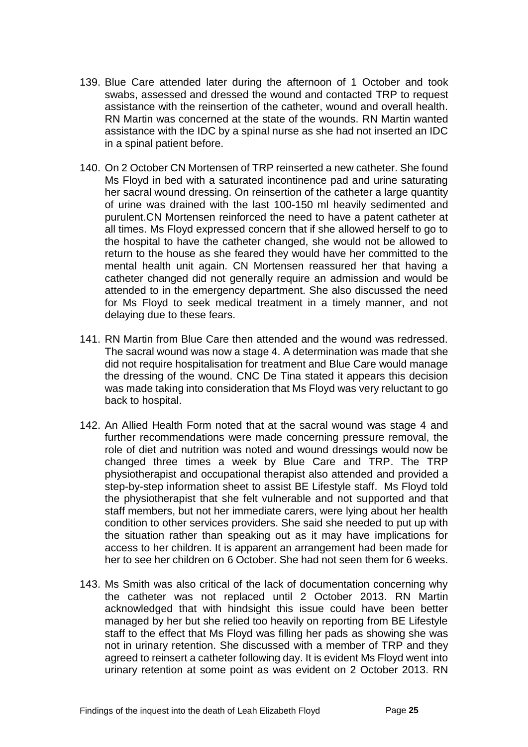139. Blue Care attended later during the afternoon of 1 October and took swabs, assessed and dressed the wound and contacted TRP to request assistance with the reinsertion of the catheter, wound and overall health. RN Martin was concerned at the state of the wounds. RN Martin wanted assistance with the IDC by a spinal nurse as she had not inserted an IDC in a spinal patient before.

140. On 2 October CN Mortensen of TRP reinserted a new catheter. She found Ms Floyd in bed with a saturated incontinence pad and urine saturating her sacral wound dressing. On reinsertion of the catheter a large quantity of urine was drained with the last 100-150 ml heavily sedimented and purulent.CN Mortensen reinforced the need to have a patent catheter at all times. Ms Floyd expressed concern that if she allowed herself to go to the hospital to have the catheter changed, she would not be allowed to return to the house as she feared they would have her committed to the mental health unit again. CN Mortensen reassured her that having a catheter changed did not generally require an admission and would be attended to in the emergency department. She also discussed the need for Ms Floyd to seek medical treatment in a timely manner, and not delaying due to these fears.

141. RN Martin from Blue Care then attended and the wound was redressed. The sacral wound was now a stage 4. A determination was made that she did not require hospitalisation for treatment and Blue Care would manage the dressing of the wound. CNC De Tina stated it appears this decision was made taking into consideration that Ms Floyd was very reluctant to go back to hospital.

142. An Allied Health Form noted that at the sacral wound was stage 4 and further recommendations were made concerning pressure removal, the role of diet and nutrition was noted and wound dressings would now be changed three times a week by Blue Care and TRP. The TRP physiotherapist and occupational therapist also attended and provided a step-by-step information sheet to assist BE Lifestyle staff. Ms Floyd told the physiotherapist that she felt vulnerable and not supported and that staff members, but not her immediate carers, were lying about her health condition to other services providers. She said she needed to put up with the situation rather than speaking out as it may have implications for access to her children. It is apparent an arrangement had been made for her to see her children on 6 October. She had not seen them for 6 weeks.

143. Ms Smith was also critical of the lack of documentation concerning why the catheter was not replaced until 2 October 2013. RN Martin acknowledged that with hindsight this issue could have been better managed by her but she relied too heavily on reporting from BE Lifestyle staff to the effect that Ms Floyd was filling her pads as showing she was not in urinary retention. She discussed with a member of TRP and they agreed to reinsert a catheter following day. It is evident Ms Floyd went into urinary retention at some point as was evident on 2 October 2013. RN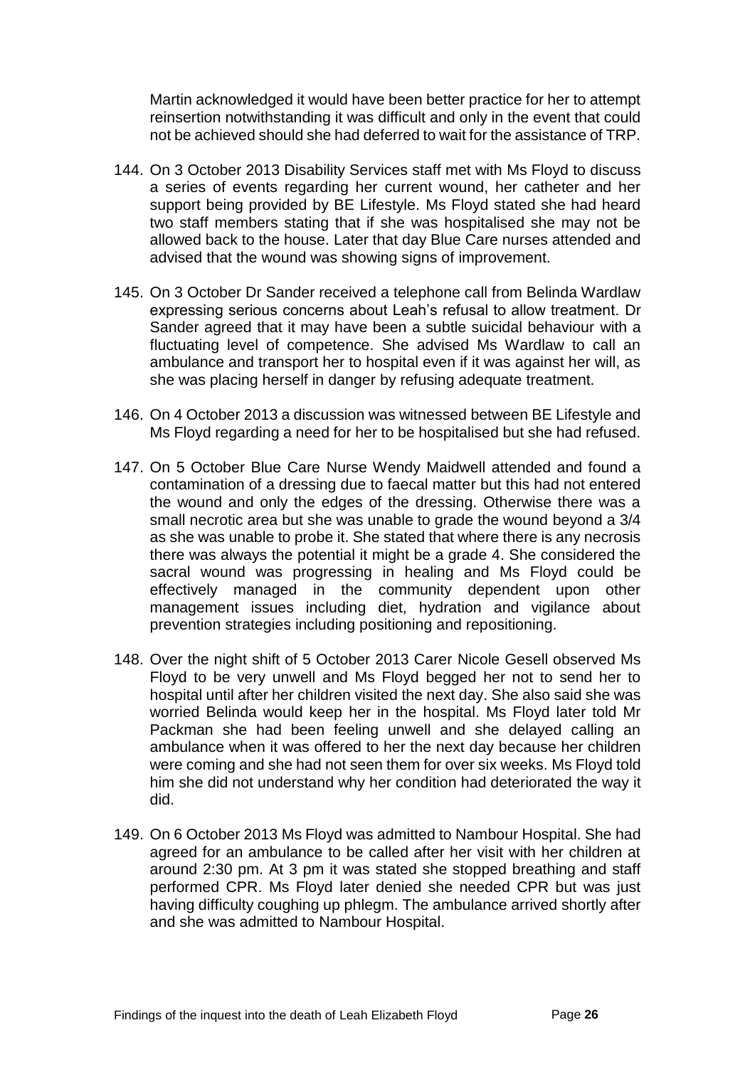Martin acknowledged it would have been better practice for her to attempt reinsertion notwithstanding it was difficult and only in the event that could not be achieved should she had deferred to wait for the assistance of TRP.

144. On 3 October 2013 Disability Services staff met with Ms Floyd to discuss a series of events regarding her current wound, her catheter and her support being provided by BE Lifestyle. Ms Floyd stated she had heard two staff members stating that if she was hospitalised she may not be allowed back to the house. Later that day Blue Care nurses attended and advised that the wound was showing signs of improvement.

145. On 3 October Dr Sander received a telephone call from Belinda Wardlaw expressing serious concerns about Leah's refusal to allow treatment. Dr Sander agreed that it may have been a subtle suicidal behaviour with a fluctuating level of competence. She advised Ms Wardlaw to call an ambulance and transport her to hospital even if it was against her will, as she was placing herself in danger by refusing adequate treatment.

146. On 4 October 2013 a discussion was witnessed between BE Lifestyle and Ms Floyd regarding a need for her to be hospitalised but she had refused.

147. On 5 October Blue Care Nurse Wendy Maidwell attended and found a contamination of a dressing due to faecal matter but this had not entered the wound and only the edges of the dressing. Otherwise there was a small necrotic area but she was unable to grade the wound beyond a 3/4 as she was unable to probe it. She stated that where there is any necrosis there was always the potential it might be a grade 4. She considered the sacral wound was progressing in healing and Ms Floyd could be effectively managed in the community dependent upon other management issues including diet, hydration and vigilance about prevention strategies including positioning and repositioning.

148. Over the night shift of 5 October 2013 Carer Nicole Gesell observed Ms Floyd to be very unwell and Ms Floyd begged her not to send her to hospital until after her children visited the next day. She also said she was worried Belinda would keep her in the hospital. Ms Floyd later told Mr Packman she had been feeling unwell and she delayed calling an ambulance when it was offered to her the next day because her children were coming and she had not seen them for over six weeks. Ms Floyd told him she did not understand why her condition had deteriorated the way it did.

149. On 6 October 2013 Ms Floyd was admitted to Nambour Hospital. She had agreed for an ambulance to be called after her visit with her children at around 2:30 pm. At 3 pm it was stated she stopped breathing and staff performed CPR. Ms Floyd later denied she needed CPR but was just having difficulty coughing up phlegm. The ambulance arrived shortly after and she was admitted to Nambour Hospital.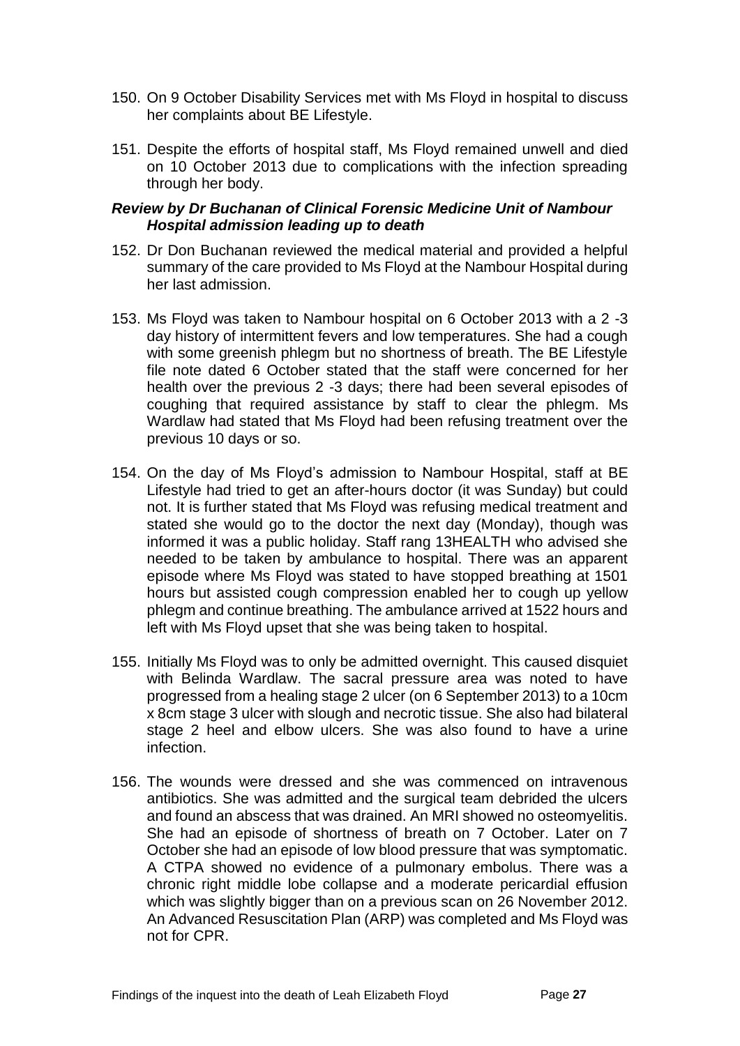150. On 9 October Disability Services met with Ms Floyd in hospital to discuss her complaints about BE Lifestyle.

151. Despite the efforts of hospital staff, Ms Floyd remained unwell and died on 10 October 2013 due to complications with the infection spreading through her body.

### *Review by Dr Buchanan of Clinical Forensic Medicine Unit of Nambour Hospital admission leading up to death*

152. Dr Don Buchanan reviewed the medical material and provided a helpful summary of the care provided to Ms Floyd at the Nambour Hospital during her last admission.

153. Ms Floyd was taken to Nambour hospital on 6 October 2013 with a 2 -3 day history of intermittent fevers and low temperatures. She had a cough with some greenish phlegm but no shortness of breath. The BE Lifestyle file note dated 6 October stated that the staff were concerned for her health over the previous 2 -3 days; there had been several episodes of coughing that required assistance by staff to clear the phlegm. Ms Wardlaw had stated that Ms Floyd had been refusing treatment over the previous 10 days or so.

154. On the day of Ms Floyd's admission to Nambour Hospital, staff at BE Lifestyle had tried to get an after-hours doctor (it was Sunday) but could not. It is further stated that Ms Floyd was refusing medical treatment and stated she would go to the doctor the next day (Monday), though was informed it was a public holiday. Staff rang 13HEALTH who advised she needed to be taken by ambulance to hospital. There was an apparent episode where Ms Floyd was stated to have stopped breathing at 1501 hours but assisted cough compression enabled her to cough up yellow phlegm and continue breathing. The ambulance arrived at 1522 hours and left with Ms Floyd upset that she was being taken to hospital.

155. Initially Ms Floyd was to only be admitted overnight. This caused disquiet with Belinda Wardlaw. The sacral pressure area was noted to have progressed from a healing stage 2 ulcer (on 6 September 2013) to a 10cm x 8cm stage 3 ulcer with slough and necrotic tissue. She also had bilateral stage 2 heel and elbow ulcers. She was also found to have a urine infection.

156. The wounds were dressed and she was commenced on intravenous antibiotics. She was admitted and the surgical team debrided the ulcers and found an abscess that was drained. An MRI showed no osteomyelitis. She had an episode of shortness of breath on 7 October. Later on 7 October she had an episode of low blood pressure that was symptomatic. A CTPA showed no evidence of a pulmonary embolus. There was a chronic right middle lobe collapse and a moderate pericardial effusion which was slightly bigger than on a previous scan on 26 November 2012. An Advanced Resuscitation Plan (ARP) was completed and Ms Floyd was not for CPR.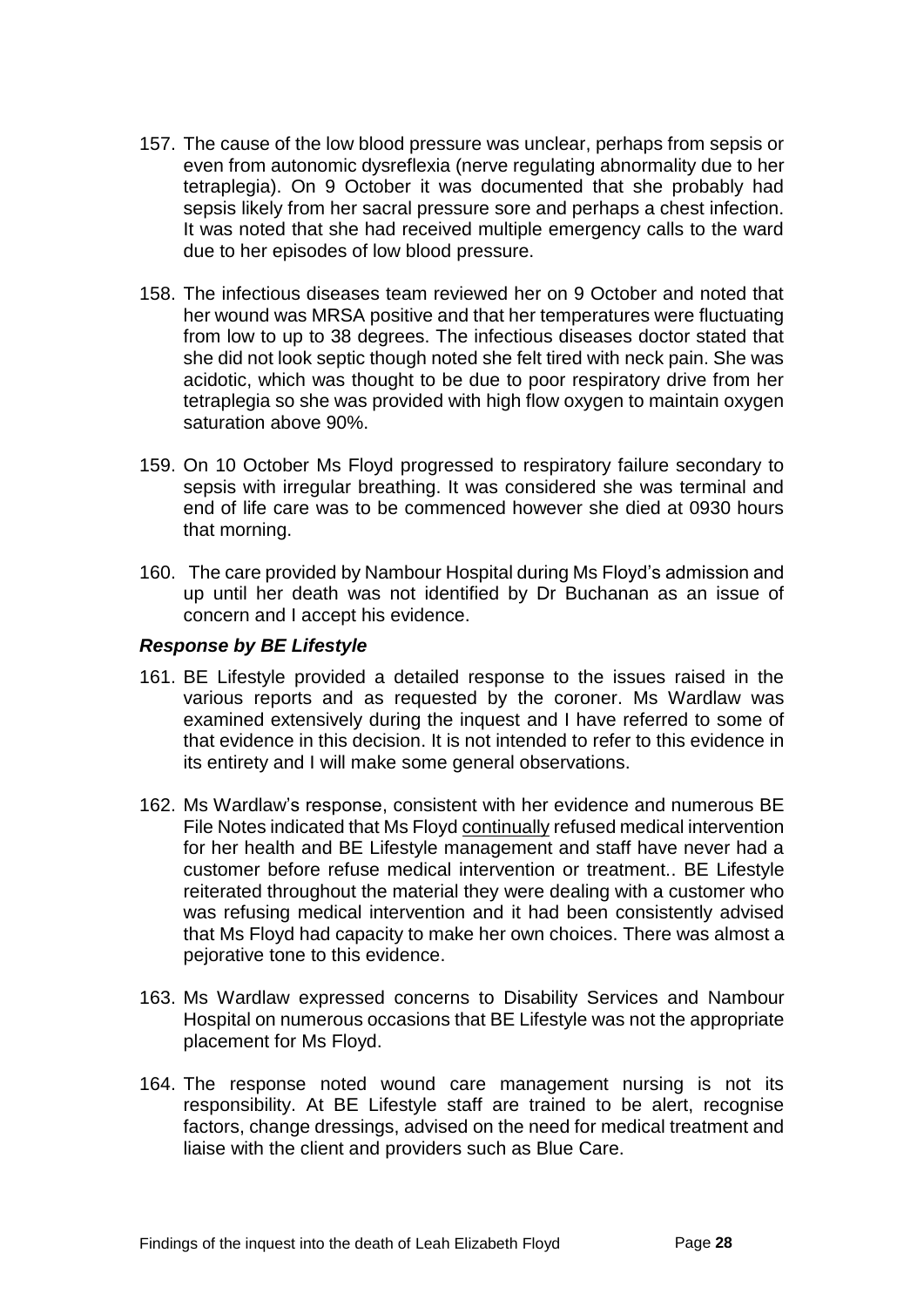157. The cause of the low blood pressure was unclear, perhaps from sepsis or even from autonomic dysreflexia (nerve regulating abnormality due to her tetraplegia). On 9 October it was documented that she probably had sepsis likely from her sacral pressure sore and perhaps a chest infection. It was noted that she had received multiple emergency calls to the ward due to her episodes of low blood pressure.

158. The infectious diseases team reviewed her on 9 October and noted that her wound was MRSA positive and that her temperatures were fluctuating from low to up to 38 degrees. The infectious diseases doctor stated that she did not look septic though noted she felt tired with neck pain. She was acidotic, which was thought to be due to poor respiratory drive from her tetraplegia so she was provided with high flow oxygen to maintain oxygen saturation above 90%.

159. On 10 October Ms Floyd progressed to respiratory failure secondary to sepsis with irregular breathing. It was considered she was terminal and end of life care was to be commenced however she died at 0930 hours that morning.

160. The care provided by Nambour Hospital during Ms Floyd's admission and up until her death was not identified by Dr Buchanan as an issue of concern and I accept his evidence.

### *Response by BE Lifestyle*

161. BE Lifestyle provided a detailed response to the issues raised in the various reports and as requested by the coroner. Ms Wardlaw was examined extensively during the inquest and I have referred to some of that evidence in this decision. It is not intended to refer to this evidence in its entirety and I will make some general observations.

162. Ms Wardlaw's response, consistent with her evidence and numerous BE File Notes indicated that Ms Floyd continually refused medical intervention for her health and BE Lifestyle management and staff have never had a customer before refuse medical intervention or treatment.. BE Lifestyle reiterated throughout the material they were dealing with a customer who was refusing medical intervention and it had been consistently advised that Ms Floyd had capacity to make her own choices. There was almost a pejorative tone to this evidence.

163. Ms Wardlaw expressed concerns to Disability Services and Nambour Hospital on numerous occasions that BE Lifestyle was not the appropriate placement for Ms Floyd.

164. The response noted wound care management nursing is not its responsibility. At BE Lifestyle staff are trained to be alert, recognise factors, change dressings, advised on the need for medical treatment and liaise with the client and providers such as Blue Care.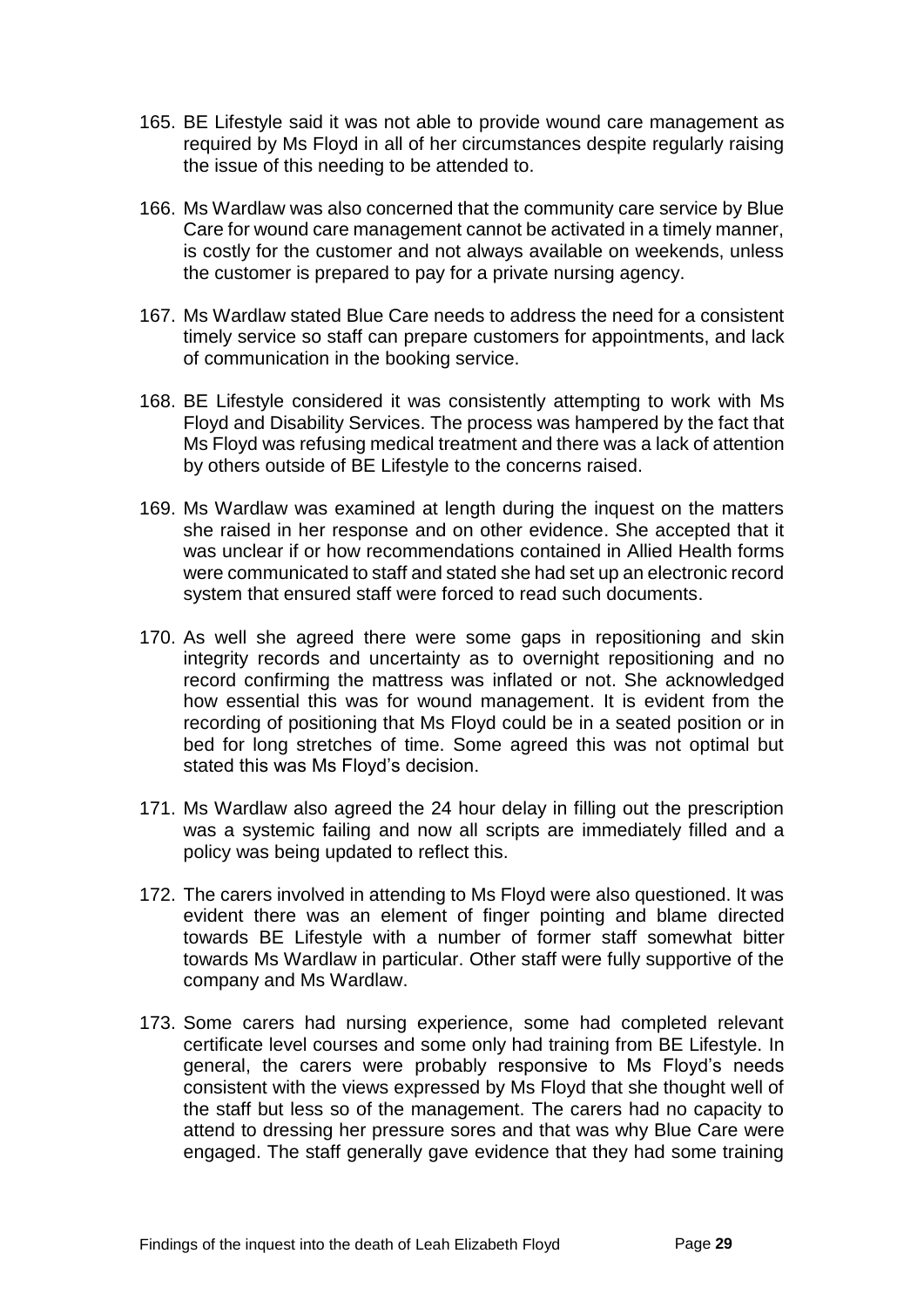165. BE Lifestyle said it was not able to provide wound care management as required by Ms Floyd in all of her circumstances despite regularly raising the issue of this needing to be attended to.

166. Ms Wardlaw was also concerned that the community care service by Blue Care for wound care management cannot be activated in a timely manner, is costly for the customer and not always available on weekends, unless the customer is prepared to pay for a private nursing agency.

167. Ms Wardlaw stated Blue Care needs to address the need for a consistent timely service so staff can prepare customers for appointments, and lack of communication in the booking service.

168. BE Lifestyle considered it was consistently attempting to work with Ms Floyd and Disability Services. The process was hampered by the fact that Ms Floyd was refusing medical treatment and there was a lack of attention by others outside of BE Lifestyle to the concerns raised.

169. Ms Wardlaw was examined at length during the inquest on the matters she raised in her response and on other evidence. She accepted that it was unclear if or how recommendations contained in Allied Health forms were communicated to staff and stated she had set up an electronic record system that ensured staff were forced to read such documents.

170. As well she agreed there were some gaps in repositioning and skin integrity records and uncertainty as to overnight repositioning and no record confirming the mattress was inflated or not. She acknowledged how essential this was for wound management. It is evident from the recording of positioning that Ms Floyd could be in a seated position or in bed for long stretches of time. Some agreed this was not optimal but stated this was Ms Floyd's decision.

171. Ms Wardlaw also agreed the 24 hour delay in filling out the prescription was a systemic failing and now all scripts are immediately filled and a policy was being updated to reflect this.

172. The carers involved in attending to Ms Floyd were also questioned. It was evident there was an element of finger pointing and blame directed towards BE Lifestyle with a number of former staff somewhat bitter towards Ms Wardlaw in particular. Other staff were fully supportive of the company and Ms Wardlaw.

173. Some carers had nursing experience, some had completed relevant certificate level courses and some only had training from BE Lifestyle. In general, the carers were probably responsive to Ms Floyd's needs consistent with the views expressed by Ms Floyd that she thought well of the staff but less so of the management. The carers had no capacity to attend to dressing her pressure sores and that was why Blue Care were engaged. The staff generally gave evidence that they had some training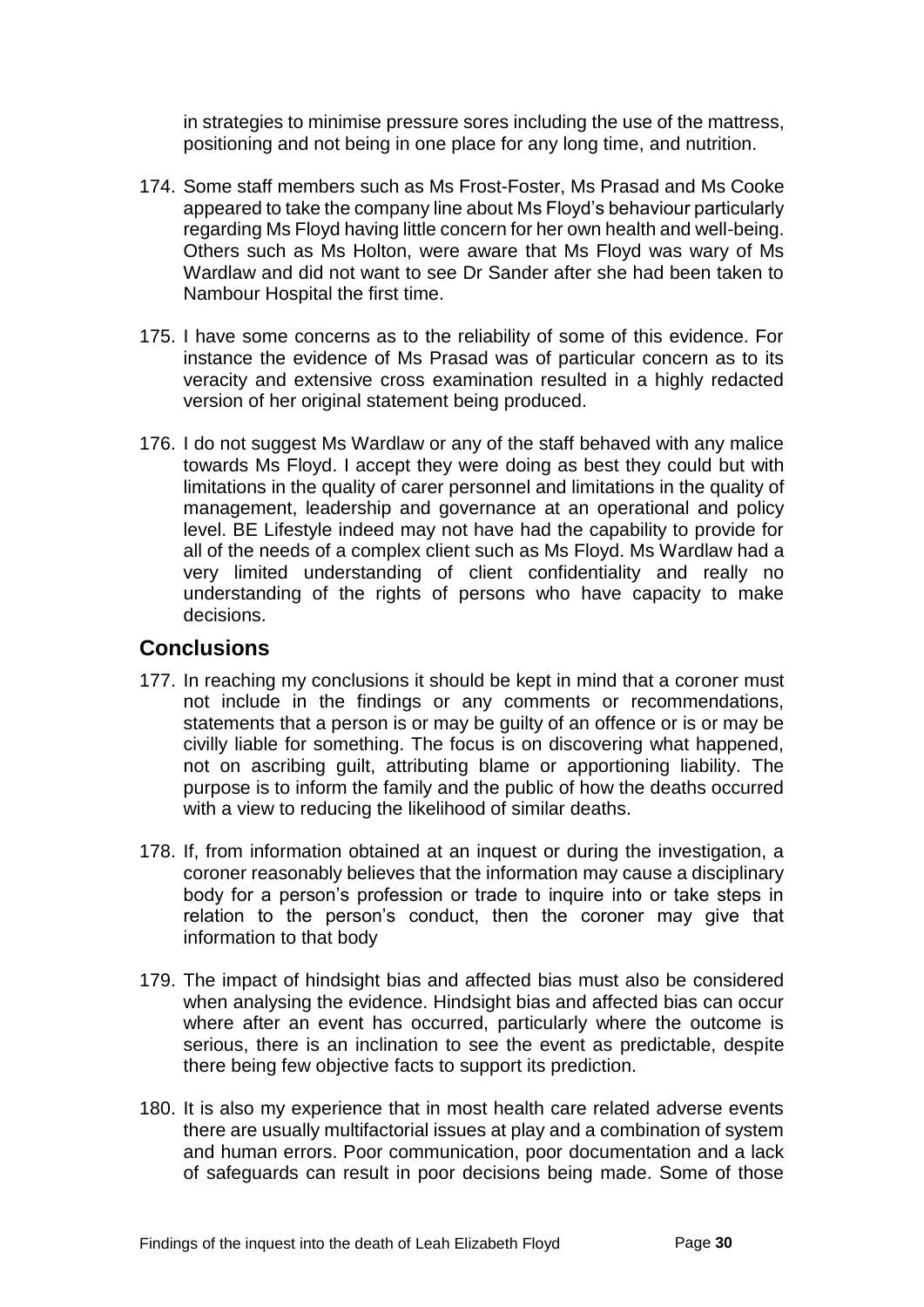in strategies to minimise pressure sores including the use of the mattress, positioning and not being in one place for any long time, and nutrition.

174. Some staff members such as Ms Frost-Foster, Ms Prasad and Ms Cooke appeared to take the company line about Ms Floyd's behaviour particularly regarding Ms Floyd having little concern for her own health and well-being. Others such as Ms Holton, were aware that Ms Floyd was wary of Ms Wardlaw and did not want to see Dr Sander after she had been taken to Nambour Hospital the first time.

175. I have some concerns as to the reliability of some of this evidence. For instance the evidence of Ms Prasad was of particular concern as to its veracity and extensive cross examination resulted in a highly redacted version of her original statement being produced.

176. I do not suggest Ms Wardlaw or any of the staff behaved with any malice towards Ms Floyd. I accept they were doing as best they could but with limitations in the quality of carer personnel and limitations in the quality of management, leadership and governance at an operational and policy level. BE Lifestyle indeed may not have had the capability to provide for all of the needs of a complex client such as Ms Floyd. Ms Wardlaw had a very limited understanding of client confidentiality and really no understanding of the rights of persons who have capacity to make decisions.

## Conclusions

177. In reaching my conclusions it should be kept in mind that a coroner must not include in the findings or any comments or recommendations, statements that a person is or may be guilty of an offence or is or may be civilly liable for something. The focus is on discovering what happened, not on ascribing guilt, attributing blame or apportioning liability. The purpose is to inform the family and the public of how the deaths occurred with a view to reducing the likelihood of similar deaths.

178. If, from information obtained at an inquest or during the investigation, a coroner reasonably believes that the information may cause a disciplinary body for a person's profession or trade to inquire into or take steps in relation to the person's conduct, then the coroner may give that information to that body

179. The impact of hindsight bias and affected bias must also be considered when analysing the evidence. Hindsight bias and affected bias can occur where after an event has occurred, particularly where the outcome is serious, there is an inclination to see the event as predictable, despite there being few objective facts to support its prediction.

180. It is also my experience that in most health care related adverse events there are usually multifactorial issues at play and a combination of system and human errors. Poor communication, poor documentation and a lack of safeguards can result in poor decisions being made. Some of those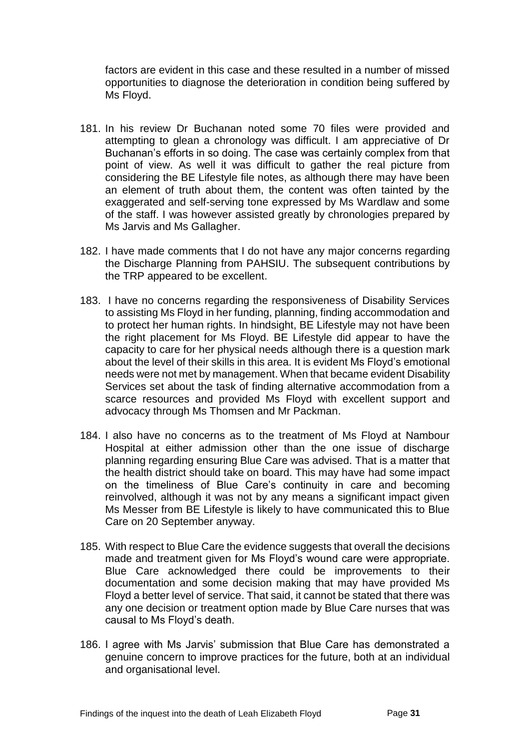factors are evident in this case and these resulted in a number of missed opportunities to diagnose the deterioration in condition being suffered by Ms Floyd.

181. In his review Dr Buchanan noted some 70 files were provided and attempting to glean a chronology was difficult. I am appreciative of Dr Buchanan's efforts in so doing. The case was certainly complex from that point of view. As well it was difficult to gather the real picture from considering the BE Lifestyle file notes, as although there may have been an element of truth about them, the content was often tainted by the exaggerated and self-serving tone expressed by Ms Wardlaw and some of the staff. I was however assisted greatly by chronologies prepared by Ms Jarvis and Ms Gallagher.

182. I have made comments that I do not have any major concerns regarding the Discharge Planning from PAHSIU. The subsequent contributions by the TRP appeared to be excellent.

183. I have no concerns regarding the responsiveness of Disability Services to assisting Ms Floyd in her funding, planning, finding accommodation and to protect her human rights. In hindsight, BE Lifestyle may not have been the right placement for Ms Floyd. BE Lifestyle did appear to have the capacity to care for her physical needs although there is a question mark about the level of their skills in this area. It is evident Ms Floyd's emotional needs were not met by management. When that became evident Disability Services set about the task of finding alternative accommodation from a scarce resources and provided Ms Floyd with excellent support and advocacy through Ms Thomsen and Mr Packman.

184. I also have no concerns as to the treatment of Ms Floyd at Nambour Hospital at either admission other than the one issue of discharge planning regarding ensuring Blue Care was advised. That is a matter that the health district should take on board. This may have had some impact on the timeliness of Blue Care's continuity in care and becoming reinvolved, although it was not by any means a significant impact given Ms Messer from BE Lifestyle is likely to have communicated this to Blue Care on 20 September anyway.

185. With respect to Blue Care the evidence suggests that overall the decisions made and treatment given for Ms Floyd's wound care were appropriate. Blue Care acknowledged there could be improvements to their documentation and some decision making that may have provided Ms Floyd a better level of service. That said, it cannot be stated that there was any one decision or treatment option made by Blue Care nurses that was causal to Ms Floyd's death.

186. I agree with Ms Jarvis' submission that Blue Care has demonstrated a genuine concern to improve practices for the future, both at an individual and organisational level.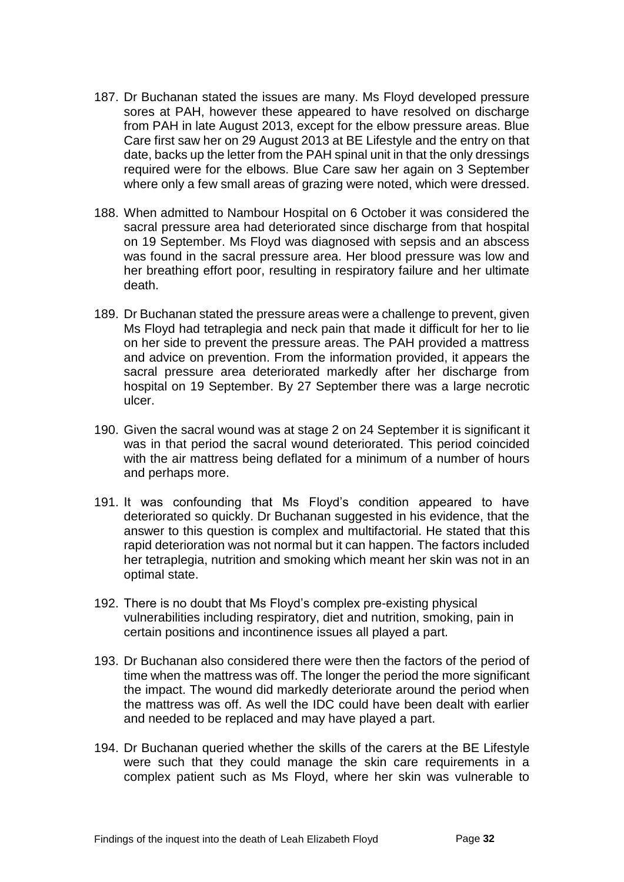187. Dr Buchanan stated the issues are many. Ms Floyd developed pressure sores at PAH, however these appeared to have resolved on discharge from PAH in late August 2013, except for the elbow pressure areas. Blue Care first saw her on 29 August 2013 at BE Lifestyle and the entry on that date, backs up the letter from the PAH spinal unit in that the only dressings required were for the elbows. Blue Care saw her again on 3 September where only a few small areas of grazing were noted, which were dressed.

188. When admitted to Nambour Hospital on 6 October it was considered the sacral pressure area had deteriorated since discharge from that hospital on 19 September. Ms Floyd was diagnosed with sepsis and an abscess was found in the sacral pressure area. Her blood pressure was low and her breathing effort poor, resulting in respiratory failure and her ultimate death.

189. Dr Buchanan stated the pressure areas were a challenge to prevent, given Ms Floyd had tetraplegia and neck pain that made it difficult for her to lie on her side to prevent the pressure areas. The PAH provided a mattress and advice on prevention. From the information provided, it appears the sacral pressure area deteriorated markedly after her discharge from hospital on 19 September. By 27 September there was a large necrotic ulcer.

190. Given the sacral wound was at stage 2 on 24 September it is significant it was in that period the sacral wound deteriorated. This period coincided with the air mattress being deflated for a minimum of a number of hours and perhaps more.

191. It was confounding that Ms Floyd's condition appeared to have deteriorated so quickly. Dr Buchanan suggested in his evidence, that the answer to this question is complex and multifactorial. He stated that this rapid deterioration was not normal but it can happen. The factors included her tetraplegia, nutrition and smoking which meant her skin was not in an optimal state.

192. There is no doubt that Ms Floyd's complex pre-existing physical vulnerabilities including respiratory, diet and nutrition, smoking, pain in certain positions and incontinence issues all played a part.

193. Dr Buchanan also considered there were then the factors of the period of time when the mattress was off. The longer the period the more significant the impact. The wound did markedly deteriorate around the period when the mattress was off. As well the IDC could have been dealt with earlier and needed to be replaced and may have played a part.

194. Dr Buchanan queried whether the skills of the carers at the BE Lifestyle were such that they could manage the skin care requirements in a complex patient such as Ms Floyd, where her skin was vulnerable to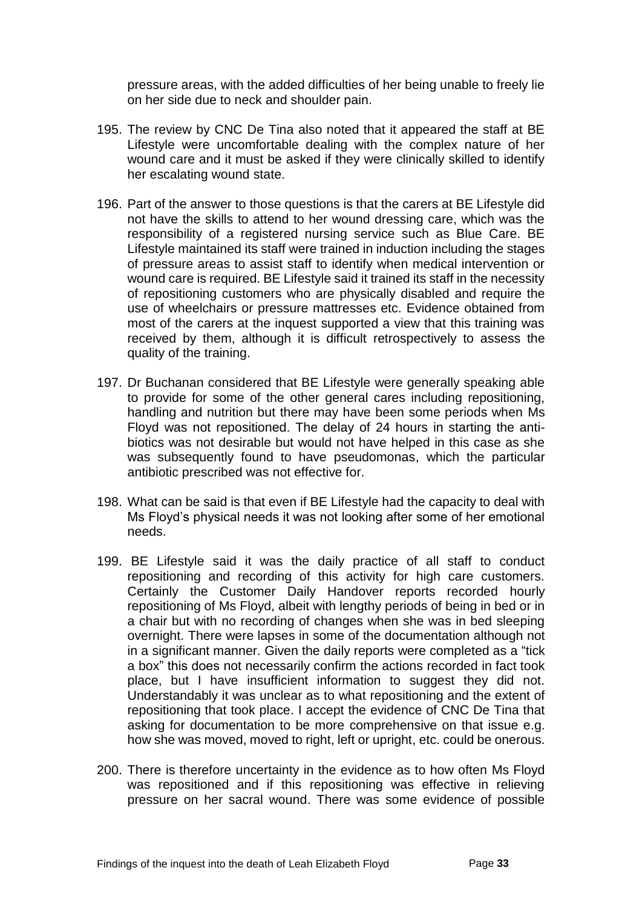pressure areas, with the added difficulties of her being unable to freely lie on her side due to neck and shoulder pain.

195. The review by CNC De Tina also noted that it appeared the staff at BE Lifestyle were uncomfortable dealing with the complex nature of her wound care and it must be asked if they were clinically skilled to identify her escalating wound state.

196. Part of the answer to those questions is that the carers at BE Lifestyle did not have the skills to attend to her wound dressing care, which was the responsibility of a registered nursing service such as Blue Care. BE Lifestyle maintained its staff were trained in induction including the stages of pressure areas to assist staff to identify when medical intervention or wound care is required. BE Lifestyle said it trained its staff in the necessity of repositioning customers who are physically disabled and require the use of wheelchairs or pressure mattresses etc. Evidence obtained from most of the carers at the inquest supported a view that this training was received by them, although it is difficult retrospectively to assess the quality of the training.

197. Dr Buchanan considered that BE Lifestyle were generally speaking able to provide for some of the other general cares including repositioning, handling and nutrition but there may have been some periods when Ms Floyd was not repositioned. The delay of 24 hours in starting the anti-biotics was not desirable but would not have helped in this case as she was subsequently found to have pseudomonas, which the particular antibiotic prescribed was not effective for.

198. What can be said is that even if BE Lifestyle had the capacity to deal with Ms Floyd's physical needs it was not looking after some of her emotional needs.

199. BE Lifestyle said it was the daily practice of all staff to conduct repositioning and recording of this activity for high care customers. Certainly the Customer Daily Handover reports recorded hourly repositioning of Ms Floyd, albeit with lengthy periods of being in bed or in a chair but with no recording of changes when she was in bed sleeping overnight. There were lapses in some of the documentation although not in a significant manner. Given the daily reports were completed as a "tick a box" this does not necessarily confirm the actions recorded in fact took place, but I have insufficient information to suggest they did not. Understandably it was unclear as to what repositioning and the extent of repositioning that took place. I accept the evidence of CNC De Tina that asking for documentation to be more comprehensive on that issue e.g. how she was moved, moved to right, left or upright, etc. could be onerous.

200. There is therefore uncertainty in the evidence as to how often Ms Floyd was repositioned and if this repositioning was effective in relieving pressure on her sacral wound. There was some evidence of possible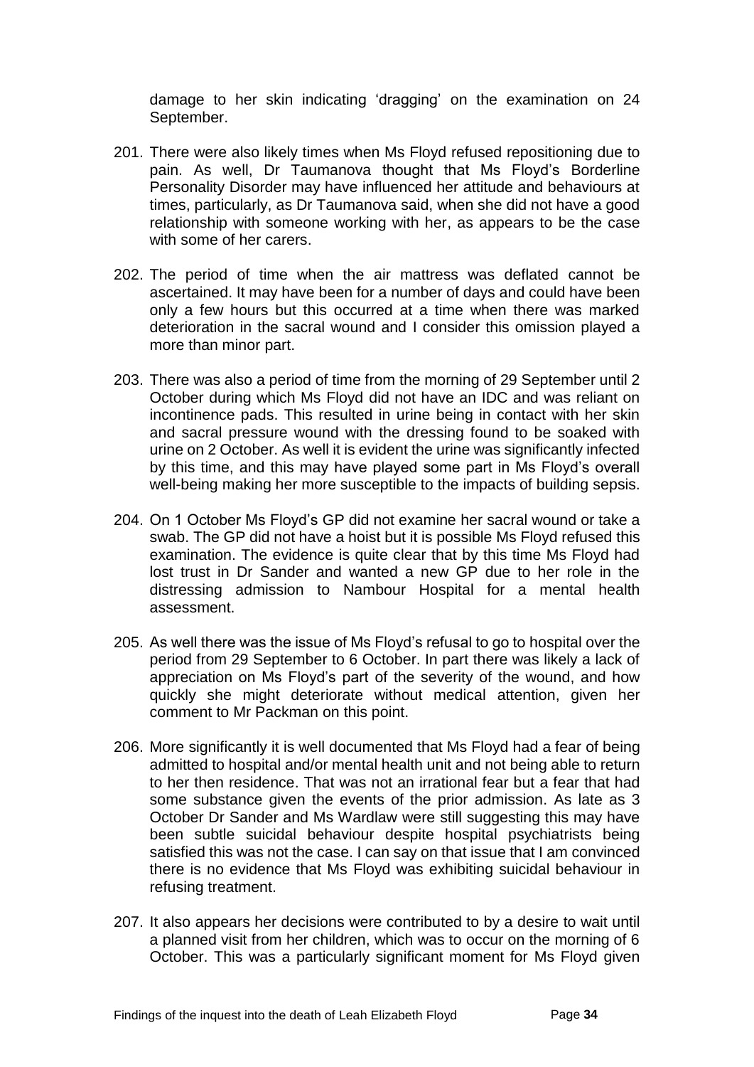damage to her skin indicating 'dragging' on the examination on 24 September.

201. There were also likely times when Ms Floyd refused repositioning due to pain. As well, Dr Taumanova thought that Ms Floyd's Borderline Personality Disorder may have influenced her attitude and behaviours at times, particularly, as Dr Taumanova said, when she did not have a good relationship with someone working with her, as appears to be the case with some of her carers.

202. The period of time when the air mattress was deflated cannot be ascertained. It may have been for a number of days and could have been only a few hours but this occurred at a time when there was marked deterioration in the sacral wound and I consider this omission played a more than minor part.

203. There was also a period of time from the morning of 29 September until 2 October during which Ms Floyd did not have an IDC and was reliant on incontinence pads. This resulted in urine being in contact with her skin and sacral pressure wound with the dressing found to be soaked with urine on 2 October. As well it is evident the urine was significantly infected by this time, and this may have played some part in Ms Floyd's overall well-being making her more susceptible to the impacts of building sepsis.

204. On 1 October Ms Floyd's GP did not examine her sacral wound or take a swab. The GP did not have a hoist but it is possible Ms Floyd refused this examination. The evidence is quite clear that by this time Ms Floyd had lost trust in Dr Sander and wanted a new GP due to her role in the distressing admission to Nambour Hospital for a mental health assessment.

205. As well there was the issue of Ms Floyd's refusal to go to hospital over the period from 29 September to 6 October. In part there was likely a lack of appreciation on Ms Floyd's part of the severity of the wound, and how quickly she might deteriorate without medical attention, given her comment to Mr Packman on this point.

206. More significantly it is well documented that Ms Floyd had a fear of being admitted to hospital and/or mental health unit and not being able to return to her then residence. That was not an irrational fear but a fear that had some substance given the events of the prior admission. As late as 3 October Dr Sander and Ms Wardlaw were still suggesting this may have been subtle suicidal behaviour despite hospital psychiatrists being satisfied this was not the case. I can say on that issue that I am convinced there is no evidence that Ms Floyd was exhibiting suicidal behaviour in refusing treatment.

207. It also appears her decisions were contributed to by a desire to wait until a planned visit from her children, which was to occur on the morning of 6 October. This was a particularly significant moment for Ms Floyd given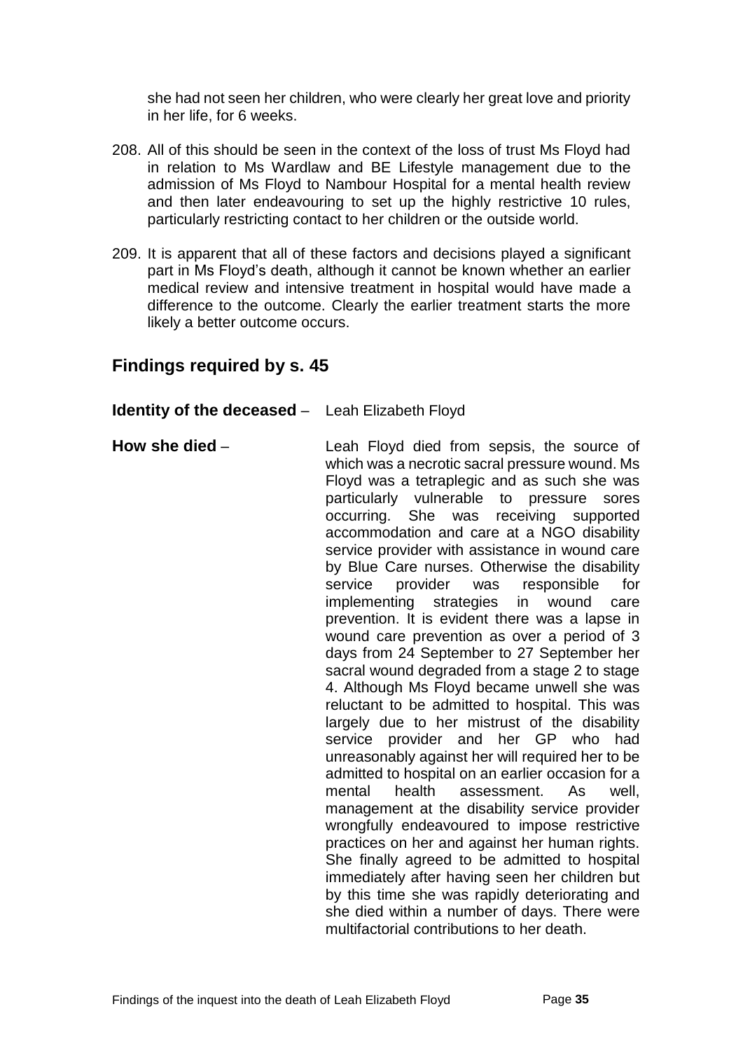she had not seen her children, who were clearly her great love and priority in her life, for 6 weeks.

208. All of this should be seen in the context of the loss of trust Ms Floyd had in relation to Ms Wardlaw and BE Lifestyle management due to the admission of Ms Floyd to Nambour Hospital for a mental health review and then later endeavouring to set up the highly restrictive 10 rules, particularly restricting contact to her children or the outside world.

209. It is apparent that all of these factors and decisions played a significant part in Ms Floyd's death, although it cannot be known whether an earlier medical review and intensive treatment in hospital would have made a difference to the outcome. Clearly the earlier treatment starts the more likely a better outcome occurs.

## Findings required by s. 45

**Identity of the deceased** – Leah Elizabeth Floyd

**How she died** – Leah Floyd died from sepsis, the source of which was a necrotic sacral pressure wound. Ms Floyd was a tetraplegic and as such she was particularly vulnerable to pressure sores occurring. She was receiving supported accommodation and care at a NGO disability service provider with assistance in wound care by Blue Care nurses. Otherwise the disability service provider was responsible for implementing strategies in wound care prevention. It is evident there was a lapse in wound care prevention as over a period of 3 days from 24 September to 27 September her sacral wound degraded from a stage 2 to stage 4. Although Ms Floyd became unwell she was reluctant to be admitted to hospital. This was largely due to her mistrust of the disability service provider and her GP who had unreasonably against her will required her to be admitted to hospital on an earlier occasion for a mental health assessment. As well, management at the disability service provider wrongfully endeavoured to impose restrictive practices on her and against her human rights. She finally agreed to be admitted to hospital immediately after having seen her children but by this time she was rapidly deteriorating and she died within a number of days. There were multifactorial contributions to her death.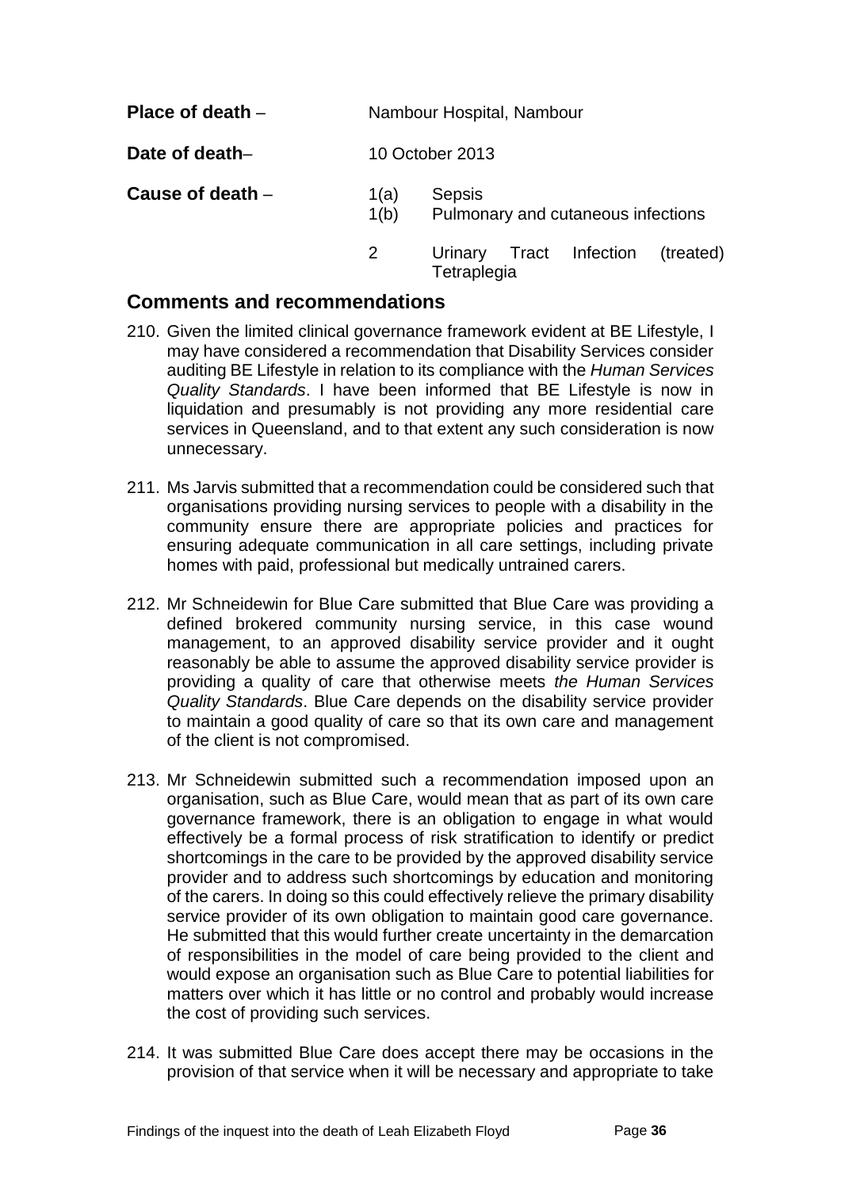| | | |
|---|---|---|
| **Place of death** – | Nambour Hospital, Nambour | |
| **Date of death**– | 10 October 2013 | |
| **Cause of death** – | 1(a) | Sepsis |
| | 1(b) | Pulmonary and cutaneous infections |
| | 2 | Urinary Tract Infection (treated) Tetraplegia |

## Comments and recommendations

210. Given the limited clinical governance framework evident at BE Lifestyle, I may have considered a recommendation that Disability Services consider auditing BE Lifestyle in relation to its compliance with the *Human Services Quality Standards*. I have been informed that BE Lifestyle is now in liquidation and presumably is not providing any more residential care services in Queensland, and to that extent any such consideration is now unnecessary.

211. Ms Jarvis submitted that a recommendation could be considered such that organisations providing nursing services to people with a disability in the community ensure there are appropriate policies and practices for ensuring adequate communication in all care settings, including private homes with paid, professional but medically untrained carers.

212. Mr Schneidewin for Blue Care submitted that Blue Care was providing a defined brokered community nursing service, in this case wound management, to an approved disability service provider and it ought reasonably be able to assume the approved disability service provider is providing a quality of care that otherwise meets *the Human Services Quality Standards*. Blue Care depends on the disability service provider to maintain a good quality of care so that its own care and management of the client is not compromised.

213. Mr Schneidewin submitted such a recommendation imposed upon an organisation, such as Blue Care, would mean that as part of its own care governance framework, there is an obligation to engage in what would effectively be a formal process of risk stratification to identify or predict shortcomings in the care to be provided by the approved disability service provider and to address such shortcomings by education and monitoring of the carers. In doing so this could effectively relieve the primary disability service provider of its own obligation to maintain good care governance. He submitted that this would further create uncertainty in the demarcation of responsibilities in the model of care being provided to the client and would expose an organisation such as Blue Care to potential liabilities for matters over which it has little or no control and probably would increase the cost of providing such services.

214. It was submitted Blue Care does accept there may be occasions in the provision of that service when it will be necessary and appropriate to take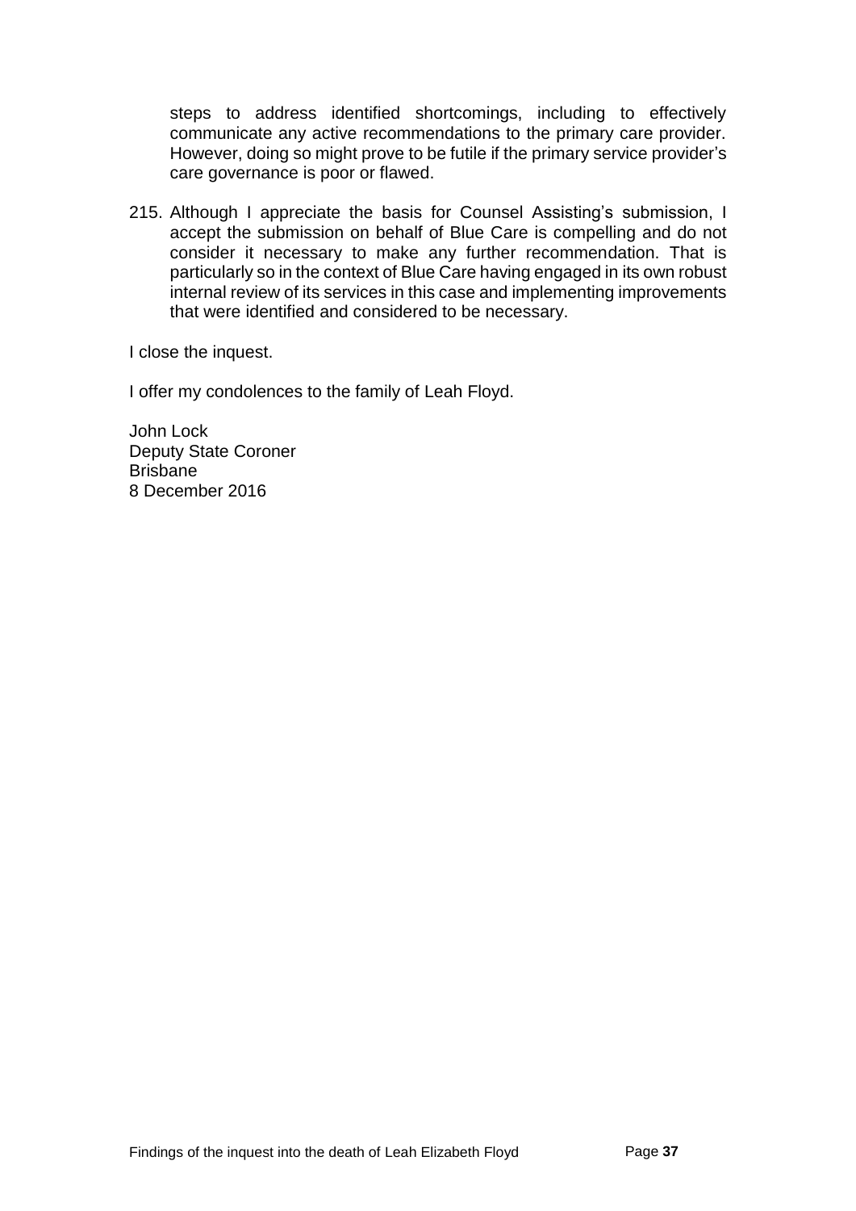steps to address identified shortcomings, including to effectively communicate any active recommendations to the primary care provider. However, doing so might prove to be futile if the primary service provider's care governance is poor or flawed.

215. Although I appreciate the basis for Counsel Assisting's submission, I accept the submission on behalf of Blue Care is compelling and do not consider it necessary to make any further recommendation. That is particularly so in the context of Blue Care having engaged in its own robust internal review of its services in this case and implementing improvements that were identified and considered to be necessary.

I close the inquest.

I offer my condolences to the family of Leah Floyd.

John Lock
Deputy State Coroner
Brisbane
8 December 2016